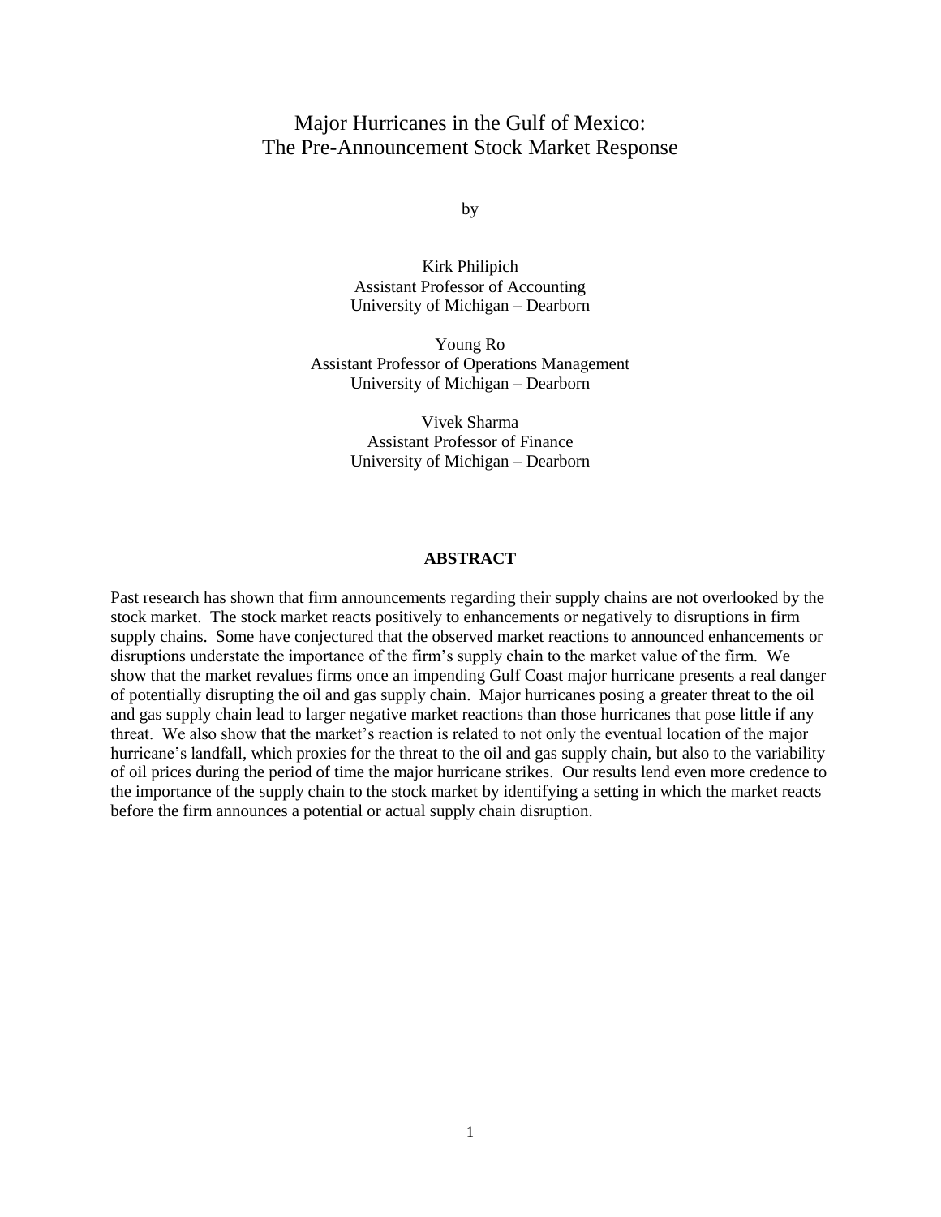# Major Hurricanes in the Gulf of Mexico: The Pre-Announcement Stock Market Response

by

Kirk Philipich
Assistant Professor of Accounting
University of Michigan – Dearborn

Young Ro
Assistant Professor of Operations Management
University of Michigan – Dearborn

Vivek Sharma
Assistant Professor of Finance
University of Michigan – Dearborn

## ABSTRACT

Past research has shown that firm announcements regarding their supply chains are not overlooked by the stock market. The stock market reacts positively to enhancements or negatively to disruptions in firm supply chains. Some have conjectured that the observed market reactions to announced enhancements or disruptions understate the importance of the firm's supply chain to the market value of the firm. We show that the market revalues firms once an impending Gulf Coast major hurricane presents a real danger of potentially disrupting the oil and gas supply chain. Major hurricanes posing a greater threat to the oil and gas supply chain lead to larger negative market reactions than those hurricanes that pose little if any threat. We also show that the market's reaction is related to not only the eventual location of the major hurricane's landfall, which proxies for the threat to the oil and gas supply chain, but also to the variability of oil prices during the period of time the major hurricane strikes. Our results lend even more credence to the importance of the supply chain to the stock market by identifying a setting in which the market reacts before the firm announces a potential or actual supply chain disruption.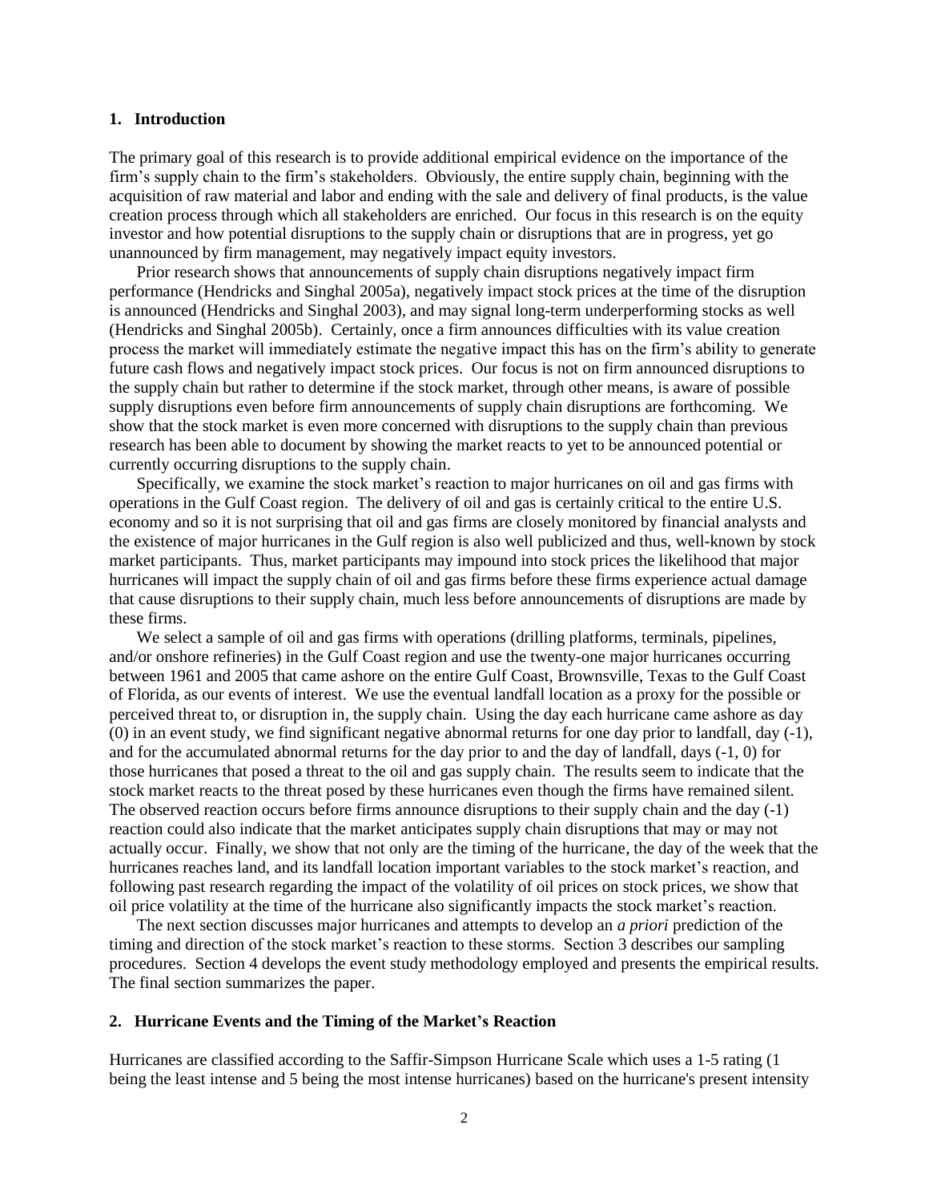## 1. Introduction

The primary goal of this research is to provide additional empirical evidence on the importance of the firm's supply chain to the firm's stakeholders. Obviously, the entire supply chain, beginning with the acquisition of raw material and labor and ending with the sale and delivery of final products, is the value creation process through which all stakeholders are enriched. Our focus in this research is on the equity investor and how potential disruptions to the supply chain or disruptions that are in progress, yet go unannounced by firm management, may negatively impact equity investors.

Prior research shows that announcements of supply chain disruptions negatively impact firm performance (Hendricks and Singhal 2005a), negatively impact stock prices at the time of the disruption is announced (Hendricks and Singhal 2003), and may signal long-term underperforming stocks as well (Hendricks and Singhal 2005b). Certainly, once a firm announces difficulties with its value creation process the market will immediately estimate the negative impact this has on the firm's ability to generate future cash flows and negatively impact stock prices. Our focus is not on firm announced disruptions to the supply chain but rather to determine if the stock market, through other means, is aware of possible supply disruptions even before firm announcements of supply chain disruptions are forthcoming. We show that the stock market is even more concerned with disruptions to the supply chain than previous research has been able to document by showing the market reacts to yet to be announced potential or currently occurring disruptions to the supply chain.

Specifically, we examine the stock market's reaction to major hurricanes on oil and gas firms with operations in the Gulf Coast region. The delivery of oil and gas is certainly critical to the entire U.S. economy and so it is not surprising that oil and gas firms are closely monitored by financial analysts and the existence of major hurricanes in the Gulf region is also well publicized and thus, well-known by stock market participants. Thus, market participants may impound into stock prices the likelihood that major hurricanes will impact the supply chain of oil and gas firms before these firms experience actual damage that cause disruptions to their supply chain, much less before announcements of disruptions are made by these firms.

We select a sample of oil and gas firms with operations (drilling platforms, terminals, pipelines, and/or onshore refineries) in the Gulf Coast region and use the twenty-one major hurricanes occurring between 1961 and 2005 that came ashore on the entire Gulf Coast, Brownsville, Texas to the Gulf Coast of Florida, as our events of interest. We use the eventual landfall location as a proxy for the possible or perceived threat to, or disruption in, the supply chain. Using the day each hurricane came ashore as day (0) in an event study, we find significant negative abnormal returns for one day prior to landfall, day (-1), and for the accumulated abnormal returns for the day prior to and the day of landfall, days (-1, 0) for those hurricanes that posed a threat to the oil and gas supply chain. The results seem to indicate that the stock market reacts to the threat posed by these hurricanes even though the firms have remained silent. The observed reaction occurs before firms announce disruptions to their supply chain and the day (-1) reaction could also indicate that the market anticipates supply chain disruptions that may or may not actually occur. Finally, we show that not only are the timing of the hurricane, the day of the week that the hurricanes reaches land, and its landfall location important variables to the stock market's reaction, and following past research regarding the impact of the volatility of oil prices on stock prices, we show that oil price volatility at the time of the hurricane also significantly impacts the stock market's reaction.

The next section discusses major hurricanes and attempts to develop an *a priori* prediction of the timing and direction of the stock market's reaction to these storms. Section 3 describes our sampling procedures. Section 4 develops the event study methodology employed and presents the empirical results. The final section summarizes the paper.

## 2. Hurricane Events and the Timing of the Market's Reaction

Hurricanes are classified according to the Saffir-Simpson Hurricane Scale which uses a 1-5 rating (1 being the least intense and 5 being the most intense hurricanes) based on the hurricane's present intensity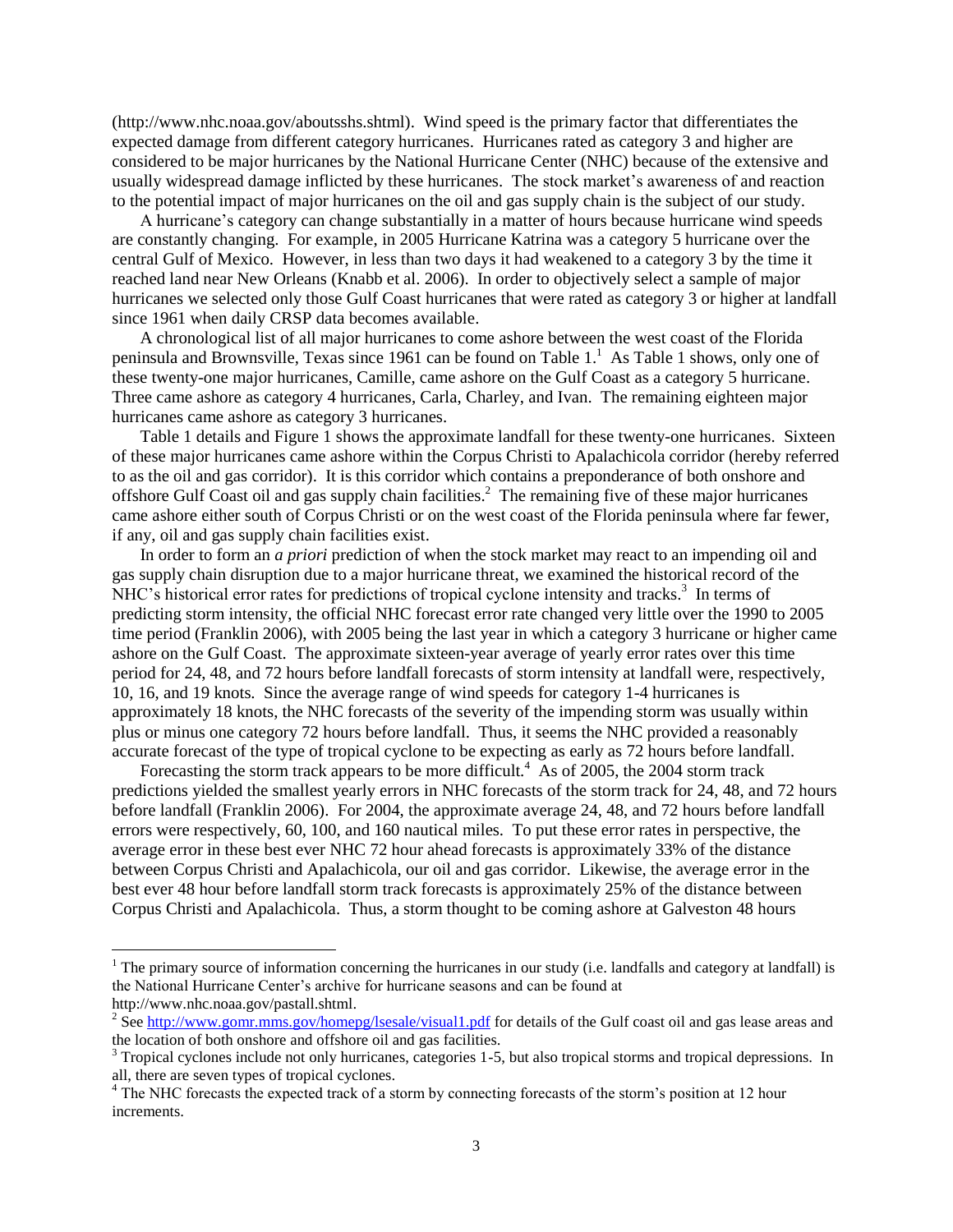(http://www.nhc.noaa.gov/aboutsshs.shtml). Wind speed is the primary factor that differentiates the expected damage from different category hurricanes. Hurricanes rated as category 3 and higher are considered to be major hurricanes by the National Hurricane Center (NHC) because of the extensive and usually widespread damage inflicted by these hurricanes. The stock market's awareness of and reaction to the potential impact of major hurricanes on the oil and gas supply chain is the subject of our study.

A hurricane's category can change substantially in a matter of hours because hurricane wind speeds are constantly changing. For example, in 2005 Hurricane Katrina was a category 5 hurricane over the central Gulf of Mexico. However, in less than two days it had weakened to a category 3 by the time it reached land near New Orleans (Knabb et al. 2006). In order to objectively select a sample of major hurricanes we selected only those Gulf Coast hurricanes that were rated as category 3 or higher at landfall since 1961 when daily CRSP data becomes available.

A chronological list of all major hurricanes to come ashore between the west coast of the Florida peninsula and Brownsville, Texas since 1961 can be found on Table 1.[1] As Table 1 shows, only one of these twenty-one major hurricanes, Camille, came ashore on the Gulf Coast as a category 5 hurricane. Three came ashore as category 4 hurricanes, Carla, Charley, and Ivan. The remaining eighteen major hurricanes came ashore as category 3 hurricanes.

Table 1 details and Figure 1 shows the approximate landfall for these twenty-one hurricanes. Sixteen of these major hurricanes came ashore within the Corpus Christi to Apalachicola corridor (hereby referred to as the oil and gas corridor). It is this corridor which contains a preponderance of both onshore and offshore Gulf Coast oil and gas supply chain facilities.[2] The remaining five of these major hurricanes came ashore either south of Corpus Christi or on the west coast of the Florida peninsula where far fewer, if any, oil and gas supply chain facilities exist.

In order to form an *a priori* prediction of when the stock market may react to an impending oil and gas supply chain disruption due to a major hurricane threat, we examined the historical record of the NHC's historical error rates for predictions of tropical cyclone intensity and tracks.[3] In terms of predicting storm intensity, the official NHC forecast error rate changed very little over the 1990 to 2005 time period (Franklin 2006), with 2005 being the last year in which a category 3 hurricane or higher came ashore on the Gulf Coast. The approximate sixteen-year average of yearly error rates over this time period for 24, 48, and 72 hours before landfall forecasts of storm intensity at landfall were, respectively, 10, 16, and 19 knots. Since the average range of wind speeds for category 1-4 hurricanes is approximately 18 knots, the NHC forecasts of the severity of the impending storm was usually within plus or minus one category 72 hours before landfall. Thus, it seems the NHC provided a reasonably accurate forecast of the type of tropical cyclone to be expecting as early as 72 hours before landfall.

Forecasting the storm track appears to be more difficult.[4] As of 2005, the 2004 storm track predictions yielded the smallest yearly errors in NHC forecasts of the storm track for 24, 48, and 72 hours before landfall (Franklin 2006). For 2004, the approximate average 24, 48, and 72 hours before landfall errors were respectively, 60, 100, and 160 nautical miles. To put these error rates in perspective, the average error in these best ever NHC 72 hour ahead forecasts is approximately 33% of the distance between Corpus Christi and Apalachicola, our oil and gas corridor. Likewise, the average error in the best ever 48 hour before landfall storm track forecasts is approximately 25% of the distance between Corpus Christi and Apalachicola. Thus, a storm thought to be coming ashore at Galveston 48 hours

---

[1] The primary source of information concerning the hurricanes in our study (i.e. landfalls and category at landfall) is the National Hurricane Center's archive for hurricane seasons and can be found at http://www.nhc.noaa.gov/pastall.shtml.

[2] See http://www.gomr.mms.gov/homepg/lsesale/visual1.pdf for details of the Gulf coast oil and gas lease areas and the location of both onshore and offshore oil and gas facilities.

[3] Tropical cyclones include not only hurricanes, categories 1-5, but also tropical storms and tropical depressions. In all, there are seven types of tropical cyclones.

[4] The NHC forecasts the expected track of a storm by connecting forecasts of the storm's position at 12 hour increments.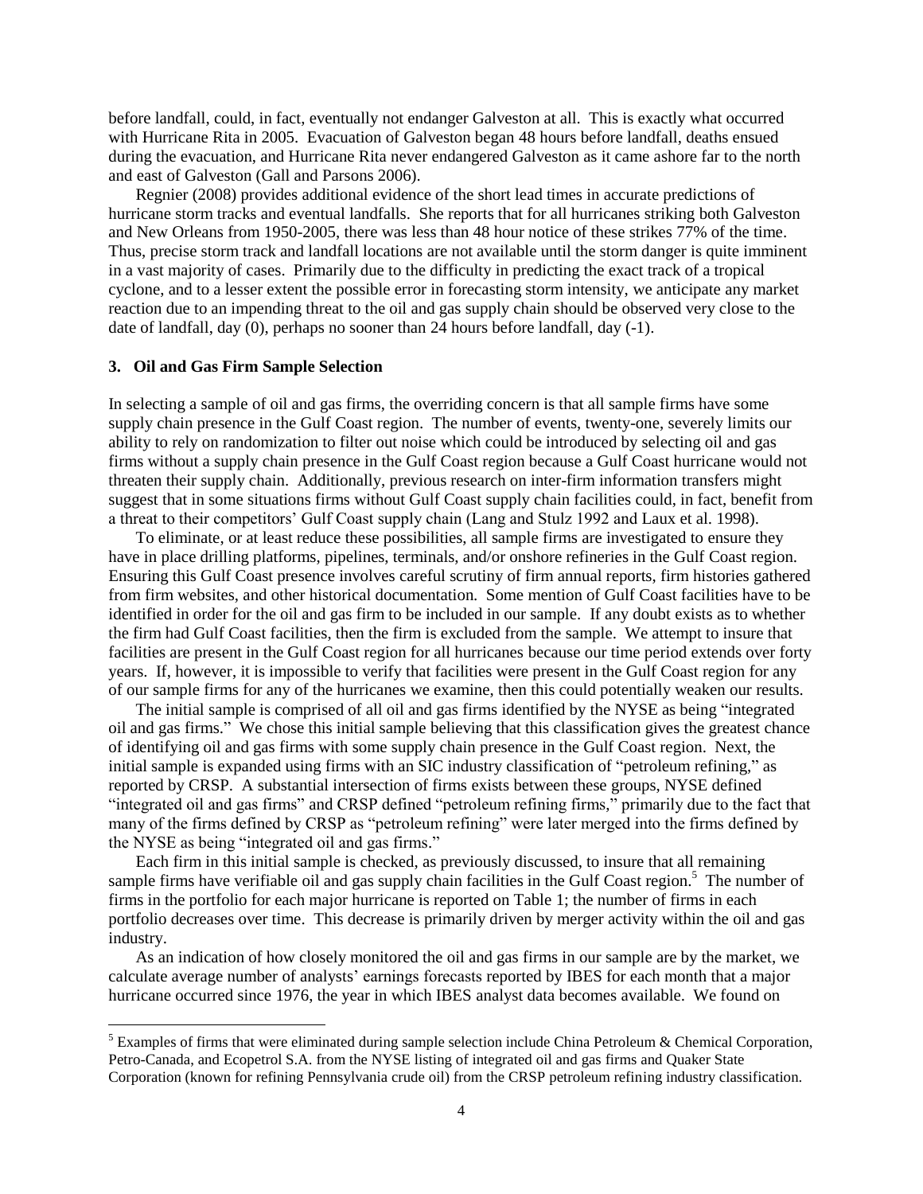before landfall, could, in fact, eventually not endanger Galveston at all. This is exactly what occurred with Hurricane Rita in 2005. Evacuation of Galveston began 48 hours before landfall, deaths ensued during the evacuation, and Hurricane Rita never endangered Galveston as it came ashore far to the north and east of Galveston (Gall and Parsons 2006).

Regnier (2008) provides additional evidence of the short lead times in accurate predictions of hurricane storm tracks and eventual landfalls. She reports that for all hurricanes striking both Galveston and New Orleans from 1950-2005, there was less than 48 hour notice of these strikes 77% of the time. Thus, precise storm track and landfall locations are not available until the storm danger is quite imminent in a vast majority of cases. Primarily due to the difficulty in predicting the exact track of a tropical cyclone, and to a lesser extent the possible error in forecasting storm intensity, we anticipate any market reaction due to an impending threat to the oil and gas supply chain should be observed very close to the date of landfall, day (0), perhaps no sooner than 24 hours before landfall, day (-1).

### 3. Oil and Gas Firm Sample Selection

In selecting a sample of oil and gas firms, the overriding concern is that all sample firms have some supply chain presence in the Gulf Coast region. The number of events, twenty-one, severely limits our ability to rely on randomization to filter out noise which could be introduced by selecting oil and gas firms without a supply chain presence in the Gulf Coast region because a Gulf Coast hurricane would not threaten their supply chain. Additionally, previous research on inter-firm information transfers might suggest that in some situations firms without Gulf Coast supply chain facilities could, in fact, benefit from a threat to their competitors' Gulf Coast supply chain (Lang and Stulz 1992 and Laux et al. 1998).

To eliminate, or at least reduce these possibilities, all sample firms are investigated to ensure they have in place drilling platforms, pipelines, terminals, and/or onshore refineries in the Gulf Coast region. Ensuring this Gulf Coast presence involves careful scrutiny of firm annual reports, firm histories gathered from firm websites, and other historical documentation. Some mention of Gulf Coast facilities have to be identified in order for the oil and gas firm to be included in our sample. If any doubt exists as to whether the firm had Gulf Coast facilities, then the firm is excluded from the sample. We attempt to insure that facilities are present in the Gulf Coast region for all hurricanes because our time period extends over forty years. If, however, it is impossible to verify that facilities were present in the Gulf Coast region for any of our sample firms for any of the hurricanes we examine, then this could potentially weaken our results.

The initial sample is comprised of all oil and gas firms identified by the NYSE as being "integrated oil and gas firms." We chose this initial sample believing that this classification gives the greatest chance of identifying oil and gas firms with some supply chain presence in the Gulf Coast region. Next, the initial sample is expanded using firms with an SIC industry classification of "petroleum refining," as reported by CRSP. A substantial intersection of firms exists between these groups, NYSE defined "integrated oil and gas firms" and CRSP defined "petroleum refining firms," primarily due to the fact that many of the firms defined by CRSP as "petroleum refining" were later merged into the firms defined by the NYSE as being "integrated oil and gas firms."

Each firm in this initial sample is checked, as previously discussed, to insure that all remaining sample firms have verifiable oil and gas supply chain facilities in the Gulf Coast region.[5] The number of firms in the portfolio for each major hurricane is reported on Table 1; the number of firms in each portfolio decreases over time. This decrease is primarily driven by merger activity within the oil and gas industry.

As an indication of how closely monitored the oil and gas firms in our sample are by the market, we calculate average number of analysts' earnings forecasts reported by IBES for each month that a major hurricane occurred since 1976, the year in which IBES analyst data becomes available. We found on

[5] Examples of firms that were eliminated during sample selection include China Petroleum & Chemical Corporation, Petro-Canada, and Ecopetrol S.A. from the NYSE listing of integrated oil and gas firms and Quaker State Corporation (known for refining Pennsylvania crude oil) from the CRSP petroleum refining industry classification.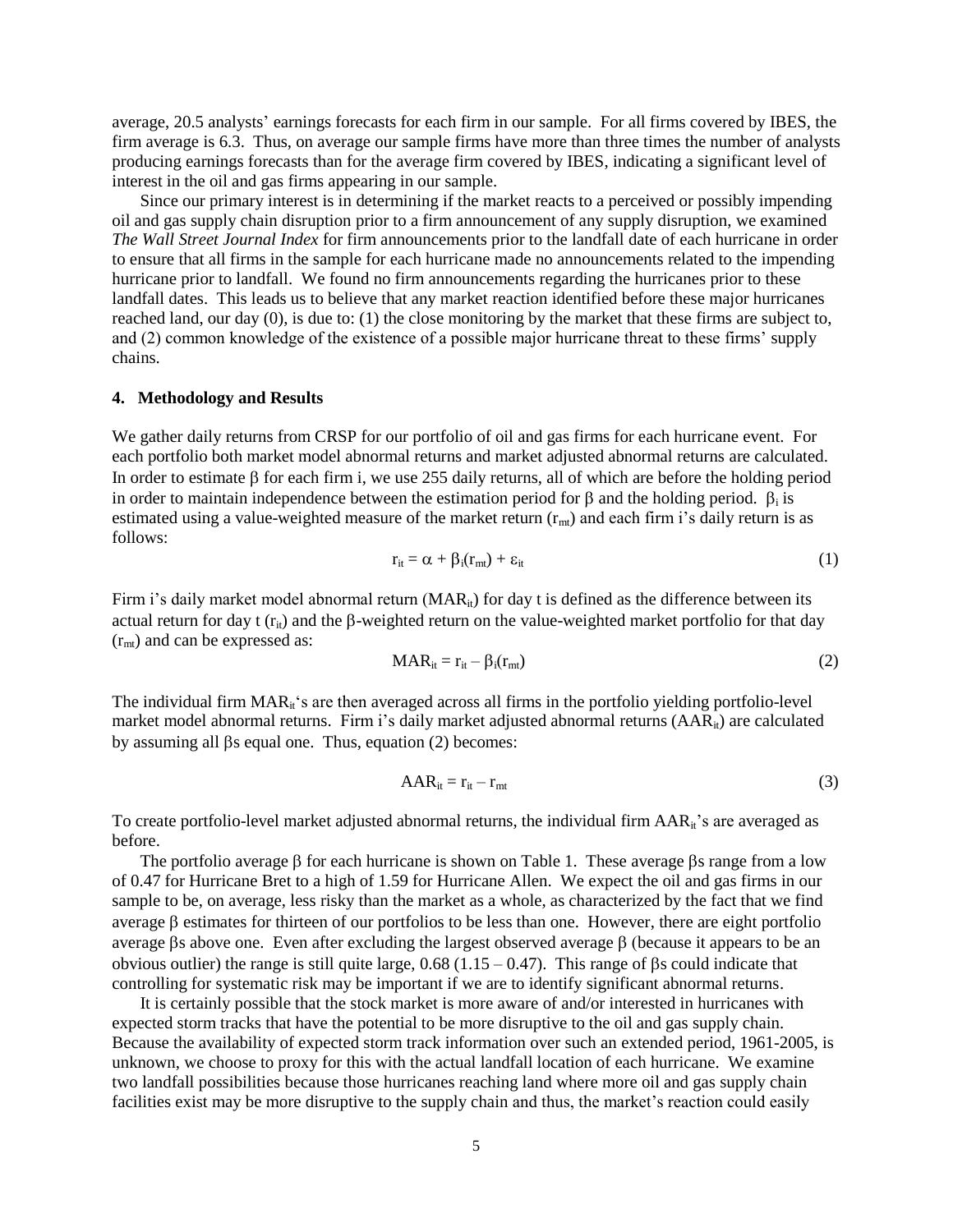average, 20.5 analysts' earnings forecasts for each firm in our sample. For all firms covered by IBES, the firm average is 6.3. Thus, on average our sample firms have more than three times the number of analysts producing earnings forecasts than for the average firm covered by IBES, indicating a significant level of interest in the oil and gas firms appearing in our sample.

Since our primary interest is in determining if the market reacts to a perceived or possibly impending oil and gas supply chain disruption prior to a firm announcement of any supply disruption, we examined *The Wall Street Journal Index* for firm announcements prior to the landfall date of each hurricane in order to ensure that all firms in the sample for each hurricane made no announcements related to the impending hurricane prior to landfall. We found no firm announcements regarding the hurricanes prior to these landfall dates. This leads us to believe that any market reaction identified before these major hurricanes reached land, our day (0), is due to: (1) the close monitoring by the market that these firms are subject to, and (2) common knowledge of the existence of a possible major hurricane threat to these firms' supply chains.

## 4. Methodology and Results

We gather daily returns from CRSP for our portfolio of oil and gas firms for each hurricane event. For each portfolio both market model abnormal returns and market adjusted abnormal returns are calculated. In order to estimate $\beta$ for each firm i, we use 255 daily returns, all of which are before the holding period in order to maintain independence between the estimation period for $\beta$ and the holding period. $\beta_i$ is estimated using a value-weighted measure of the market return ($r_{mt}$) and each firm i's daily return is as follows:

$$r_{it} = \alpha + \beta_i(r_{mt}) + \varepsilon_{it} \tag{1}$$

Firm i's daily market model abnormal return ($MAR_{it}$) for day t is defined as the difference between its actual return for day t ($r_{it}$) and the $\beta$-weighted return on the value-weighted market portfolio for that day ($r_{mt}$) and can be expressed as:

$$MAR_{it} = r_{it} - \beta_i(r_{mt}) \tag{2}$$

The individual firm $MAR_{it}$'s are then averaged across all firms in the portfolio yielding portfolio-level market model abnormal returns. Firm i's daily market adjusted abnormal returns ($AAR_{it}$) are calculated by assuming all $\beta$s equal one. Thus, equation (2) becomes:

$$AAR_{it} = r_{it} - r_{mt} \tag{3}$$

To create portfolio-level market adjusted abnormal returns, the individual firm $AAR_{it}$'s are averaged as before.

The portfolio average $\beta$ for each hurricane is shown on Table 1. These average $\beta$s range from a low of 0.47 for Hurricane Bret to a high of 1.59 for Hurricane Allen. We expect the oil and gas firms in our sample to be, on average, less risky than the market as a whole, as characterized by the fact that we find average $\beta$ estimates for thirteen of our portfolios to be less than one. However, there are eight portfolio average $\beta$s above one. Even after excluding the largest observed average $\beta$ (because it appears to be an obvious outlier) the range is still quite large, 0.68 (1.15 – 0.47). This range of $\beta$s could indicate that controlling for systematic risk may be important if we are to identify significant abnormal returns.

It is certainly possible that the stock market is more aware of and/or interested in hurricanes with expected storm tracks that have the potential to be more disruptive to the oil and gas supply chain. Because the availability of expected storm track information over such an extended period, 1961-2005, is unknown, we choose to proxy for this with the actual landfall location of each hurricane. We examine two landfall possibilities because those hurricanes reaching land where more oil and gas supply chain facilities exist may be more disruptive to the supply chain and thus, the market's reaction could easily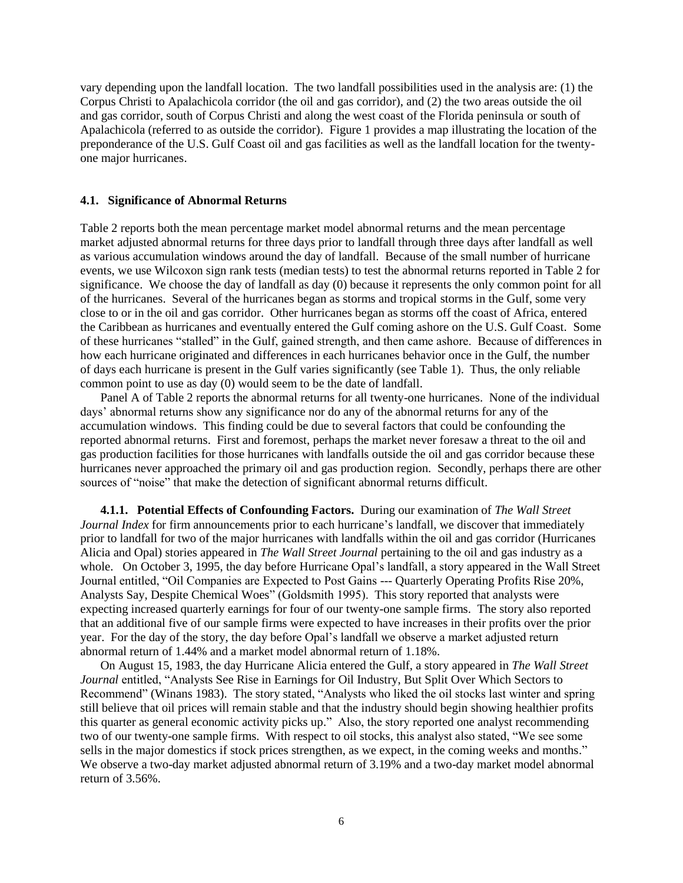vary depending upon the landfall location. The two landfall possibilities used in the analysis are: (1) the Corpus Christi to Apalachicola corridor (the oil and gas corridor), and (2) the two areas outside the oil and gas corridor, south of Corpus Christi and along the west coast of the Florida peninsula or south of Apalachicola (referred to as outside the corridor). Figure 1 provides a map illustrating the location of the preponderance of the U.S. Gulf Coast oil and gas facilities as well as the landfall location for the twenty-one major hurricanes.

### 4.1. Significance of Abnormal Returns

Table 2 reports both the mean percentage market model abnormal returns and the mean percentage market adjusted abnormal returns for three days prior to landfall through three days after landfall as well as various accumulation windows around the day of landfall. Because of the small number of hurricane events, we use Wilcoxon sign rank tests (median tests) to test the abnormal returns reported in Table 2 for significance. We choose the day of landfall as day (0) because it represents the only common point for all of the hurricanes. Several of the hurricanes began as storms and tropical storms in the Gulf, some very close to or in the oil and gas corridor. Other hurricanes began as storms off the coast of Africa, entered the Caribbean as hurricanes and eventually entered the Gulf coming ashore on the U.S. Gulf Coast. Some of these hurricanes "stalled" in the Gulf, gained strength, and then came ashore. Because of differences in how each hurricane originated and differences in each hurricanes behavior once in the Gulf, the number of days each hurricane is present in the Gulf varies significantly (see Table 1). Thus, the only reliable common point to use as day (0) would seem to be the date of landfall.

Panel A of Table 2 reports the abnormal returns for all twenty-one hurricanes. None of the individual days' abnormal returns show any significance nor do any of the abnormal returns for any of the accumulation windows. This finding could be due to several factors that could be confounding the reported abnormal returns. First and foremost, perhaps the market never foresaw a threat to the oil and gas production facilities for those hurricanes with landfalls outside the oil and gas corridor because these hurricanes never approached the primary oil and gas production region. Secondly, perhaps there are other sources of "noise" that make the detection of significant abnormal returns difficult.

**4.1.1. Potential Effects of Confounding Factors.** During our examination of *The Wall Street Journal Index* for firm announcements prior to each hurricane's landfall, we discover that immediately prior to landfall for two of the major hurricanes with landfalls within the oil and gas corridor (Hurricanes Alicia and Opal) stories appeared in *The Wall Street Journal* pertaining to the oil and gas industry as a whole. On October 3, 1995, the day before Hurricane Opal's landfall, a story appeared in the Wall Street Journal entitled, "Oil Companies are Expected to Post Gains --- Quarterly Operating Profits Rise 20%, Analysts Say, Despite Chemical Woes" (Goldsmith 1995). This story reported that analysts were expecting increased quarterly earnings for four of our twenty-one sample firms. The story also reported that an additional five of our sample firms were expected to have increases in their profits over the prior year. For the day of the story, the day before Opal's landfall we observe a market adjusted return abnormal return of 1.44% and a market model abnormal return of 1.18%.

On August 15, 1983, the day Hurricane Alicia entered the Gulf, a story appeared in *The Wall Street Journal* entitled, "Analysts See Rise in Earnings for Oil Industry, But Split Over Which Sectors to Recommend" (Winans 1983). The story stated, "Analysts who liked the oil stocks last winter and spring still believe that oil prices will remain stable and that the industry should begin showing healthier profits this quarter as general economic activity picks up." Also, the story reported one analyst recommending two of our twenty-one sample firms. With respect to oil stocks, this analyst also stated, "We see some sells in the major domestics if stock prices strengthen, as we expect, in the coming weeks and months." We observe a two-day market adjusted abnormal return of 3.19% and a two-day market model abnormal return of 3.56%.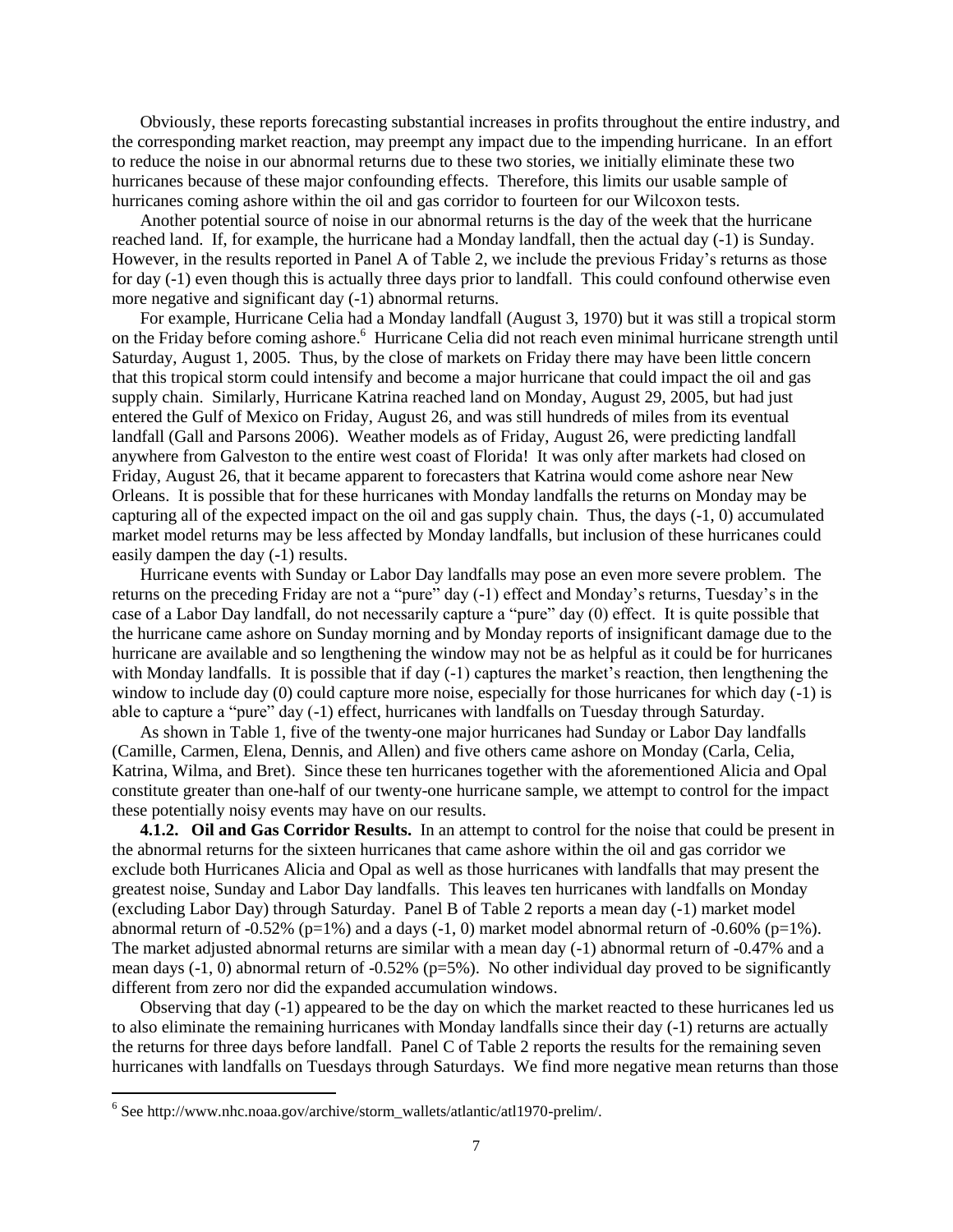Obviously, these reports forecasting substantial increases in profits throughout the entire industry, and the corresponding market reaction, may preempt any impact due to the impending hurricane. In an effort to reduce the noise in our abnormal returns due to these two stories, we initially eliminate these two hurricanes because of these major confounding effects. Therefore, this limits our usable sample of hurricanes coming ashore within the oil and gas corridor to fourteen for our Wilcoxon tests.

Another potential source of noise in our abnormal returns is the day of the week that the hurricane reached land. If, for example, the hurricane had a Monday landfall, then the actual day (-1) is Sunday. However, in the results reported in Panel A of Table 2, we include the previous Friday's returns as those for day (-1) even though this is actually three days prior to landfall. This could confound otherwise even more negative and significant day (-1) abnormal returns.

For example, Hurricane Celia had a Monday landfall (August 3, 1970) but it was still a tropical storm on the Friday before coming ashore.[6] Hurricane Celia did not reach even minimal hurricane strength until Saturday, August 1, 2005. Thus, by the close of markets on Friday there may have been little concern that this tropical storm could intensify and become a major hurricane that could impact the oil and gas supply chain. Similarly, Hurricane Katrina reached land on Monday, August 29, 2005, but had just entered the Gulf of Mexico on Friday, August 26, and was still hundreds of miles from its eventual landfall (Gall and Parsons 2006). Weather models as of Friday, August 26, were predicting landfall anywhere from Galveston to the entire west coast of Florida! It was only after markets had closed on Friday, August 26, that it became apparent to forecasters that Katrina would come ashore near New Orleans. It is possible that for these hurricanes with Monday landfalls the returns on Monday may be capturing all of the expected impact on the oil and gas supply chain. Thus, the days (-1, 0) accumulated market model returns may be less affected by Monday landfalls, but inclusion of these hurricanes could easily dampen the day (-1) results.

Hurricane events with Sunday or Labor Day landfalls may pose an even more severe problem. The returns on the preceding Friday are not a "pure" day (-1) effect and Monday's returns, Tuesday's in the case of a Labor Day landfall, do not necessarily capture a "pure" day (0) effect. It is quite possible that the hurricane came ashore on Sunday morning and by Monday reports of insignificant damage due to the hurricane are available and so lengthening the window may not be as helpful as it could be for hurricanes with Monday landfalls. It is possible that if day (-1) captures the market's reaction, then lengthening the window to include day (0) could capture more noise, especially for those hurricanes for which day (-1) is able to capture a "pure" day (-1) effect, hurricanes with landfalls on Tuesday through Saturday.

As shown in Table 1, five of the twenty-one major hurricanes had Sunday or Labor Day landfalls (Camille, Carmen, Elena, Dennis, and Allen) and five others came ashore on Monday (Carla, Celia, Katrina, Wilma, and Bret). Since these ten hurricanes together with the aforementioned Alicia and Opal constitute greater than one-half of our twenty-one hurricane sample, we attempt to control for the impact these potentially noisy events may have on our results.

**4.1.2. Oil and Gas Corridor Results.** In an attempt to control for the noise that could be present in the abnormal returns for the sixteen hurricanes that came ashore within the oil and gas corridor we exclude both Hurricanes Alicia and Opal as well as those hurricanes with landfalls that may present the greatest noise, Sunday and Labor Day landfalls. This leaves ten hurricanes with landfalls on Monday (excluding Labor Day) through Saturday. Panel B of Table 2 reports a mean day (-1) market model abnormal return of -0.52% (p=1%) and a days (-1, 0) market model abnormal return of -0.60% (p=1%). The market adjusted abnormal returns are similar with a mean day (-1) abnormal return of -0.47% and a mean days (-1, 0) abnormal return of -0.52% (p=5%). No other individual day proved to be significantly different from zero nor did the expanded accumulation windows.

Observing that day (-1) appeared to be the day on which the market reacted to these hurricanes led us to also eliminate the remaining hurricanes with Monday landfalls since their day (-1) returns are actually the returns for three days before landfall. Panel C of Table 2 reports the results for the remaining seven hurricanes with landfalls on Tuesdays through Saturdays. We find more negative mean returns than those

[6] See http://www.nhc.noaa.gov/archive/storm_wallets/atlantic/atl1970-prelim/.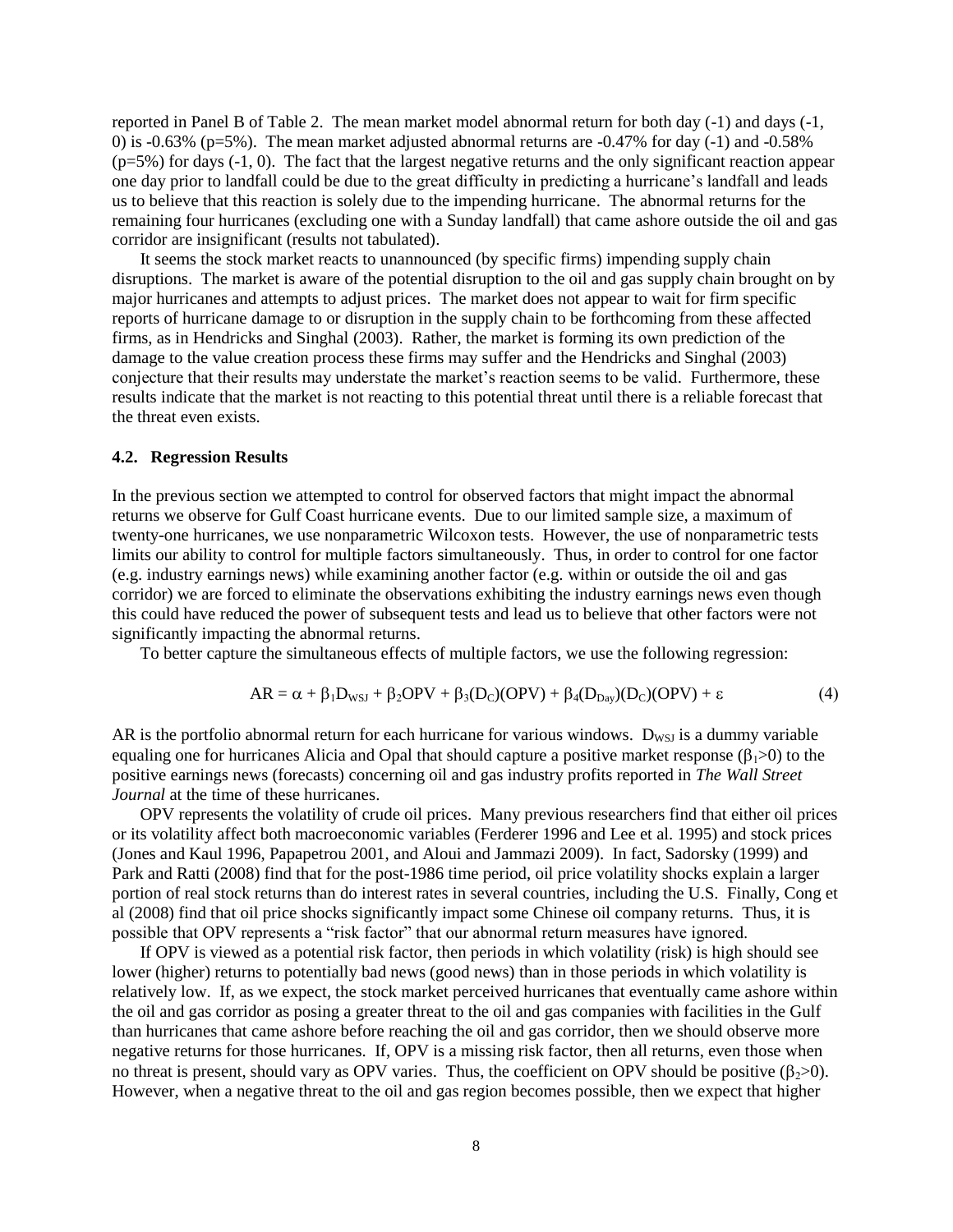reported in Panel B of Table 2. The mean market model abnormal return for both day (-1) and days (-1, 0) is -0.63% (p=5%). The mean market adjusted abnormal returns are -0.47% for day (-1) and -0.58% (p=5%) for days (-1, 0). The fact that the largest negative returns and the only significant reaction appear one day prior to landfall could be due to the great difficulty in predicting a hurricane's landfall and leads us to believe that this reaction is solely due to the impending hurricane. The abnormal returns for the remaining four hurricanes (excluding one with a Sunday landfall) that came ashore outside the oil and gas corridor are insignificant (results not tabulated).

It seems the stock market reacts to unannounced (by specific firms) impending supply chain disruptions. The market is aware of the potential disruption to the oil and gas supply chain brought on by major hurricanes and attempts to adjust prices. The market does not appear to wait for firm specific reports of hurricane damage to or disruption in the supply chain to be forthcoming from these affected firms, as in Hendricks and Singhal (2003). Rather, the market is forming its own prediction of the damage to the value creation process these firms may suffer and the Hendricks and Singhal (2003) conjecture that their results may understate the market's reaction seems to be valid. Furthermore, these results indicate that the market is not reacting to this potential threat until there is a reliable forecast that the threat even exists.

### 4.2. Regression Results

In the previous section we attempted to control for observed factors that might impact the abnormal returns we observe for Gulf Coast hurricane events. Due to our limited sample size, a maximum of twenty-one hurricanes, we use nonparametric Wilcoxon tests. However, the use of nonparametric tests limits our ability to control for multiple factors simultaneously. Thus, in order to control for one factor (e.g. industry earnings news) while examining another factor (e.g. within or outside the oil and gas corridor) we are forced to eliminate the observations exhibiting the industry earnings news even though this could have reduced the power of subsequent tests and lead us to believe that other factors were not significantly impacting the abnormal returns.

To better capture the simultaneous effects of multiple factors, we use the following regression:

$$AR = \alpha + \beta_1 D_{WSJ} + \beta_2 OPV + \beta_3 (D_C)(OPV) + \beta_4 (D_{Day})(D_C)(OPV) + \varepsilon \tag{4}$$

AR is the portfolio abnormal return for each hurricane for various windows. $D_{WSJ}$ is a dummy variable equaling one for hurricanes Alicia and Opal that should capture a positive market response ($\beta_1 > 0$) to the positive earnings news (forecasts) concerning oil and gas industry profits reported in *The Wall Street Journal* at the time of these hurricanes.

OPV represents the volatility of crude oil prices. Many previous researchers find that either oil prices or its volatility affect both macroeconomic variables (Ferderer 1996 and Lee et al. 1995) and stock prices (Jones and Kaul 1996, Papapetrou 2001, and Aloui and Jammazi 2009). In fact, Sadorsky (1999) and Park and Ratti (2008) find that for the post-1986 time period, oil price volatility shocks explain a larger portion of real stock returns than do interest rates in several countries, including the U.S. Finally, Cong et al (2008) find that oil price shocks significantly impact some Chinese oil company returns. Thus, it is possible that OPV represents a "risk factor" that our abnormal return measures have ignored.

If OPV is viewed as a potential risk factor, then periods in which volatility (risk) is high should see lower (higher) returns to potentially bad news (good news) than in those periods in which volatility is relatively low. If, as we expect, the stock market perceived hurricanes that eventually came ashore within the oil and gas corridor as posing a greater threat to the oil and gas companies with facilities in the Gulf than hurricanes that came ashore before reaching the oil and gas corridor, then we should observe more negative returns for those hurricanes. If, OPV is a missing risk factor, then all returns, even those when no threat is present, should vary as OPV varies. Thus, the coefficient on OPV should be positive ($\beta_2 > 0$). However, when a negative threat to the oil and gas region becomes possible, then we expect that higher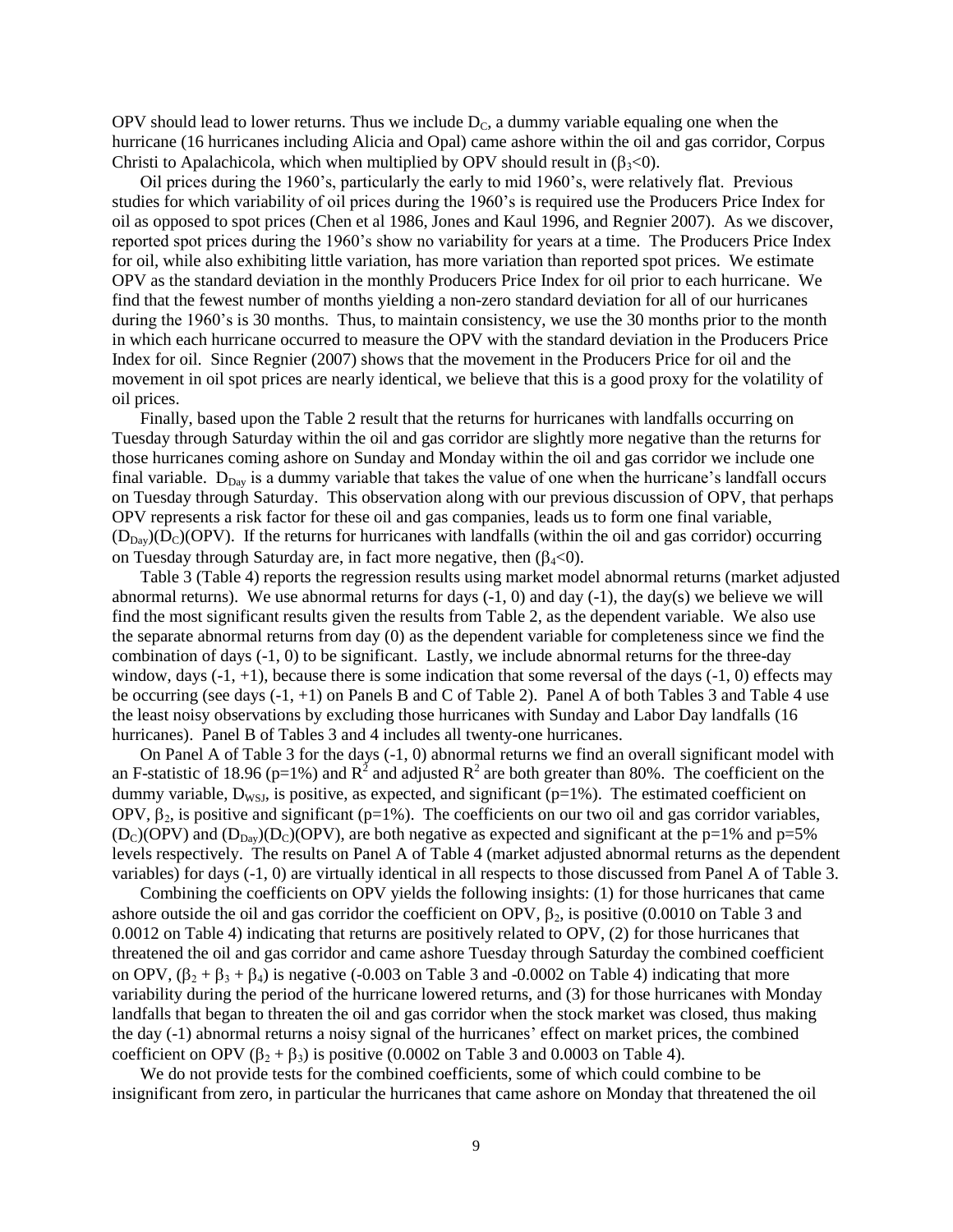OPV should lead to lower returns. Thus we include $D_C$, a dummy variable equaling one when the hurricane (16 hurricanes including Alicia and Opal) came ashore within the oil and gas corridor, Corpus Christi to Apalachicola, which when multiplied by OPV should result in ($\beta_3$<0).

Oil prices during the 1960's, particularly the early to mid 1960's, were relatively flat. Previous studies for which variability of oil prices during the 1960's is required use the Producers Price Index for oil as opposed to spot prices (Chen et al 1986, Jones and Kaul 1996, and Regnier 2007). As we discover, reported spot prices during the 1960's show no variability for years at a time. The Producers Price Index for oil, while also exhibiting little variation, has more variation than reported spot prices. We estimate OPV as the standard deviation in the monthly Producers Price Index for oil prior to each hurricane. We find that the fewest number of months yielding a non-zero standard deviation for all of our hurricanes during the 1960's is 30 months. Thus, to maintain consistency, we use the 30 months prior to the month in which each hurricane occurred to measure the OPV with the standard deviation in the Producers Price Index for oil. Since Regnier (2007) shows that the movement in the Producers Price for oil and the movement in oil spot prices are nearly identical, we believe that this is a good proxy for the volatility of oil prices.

Finally, based upon the Table 2 result that the returns for hurricanes with landfalls occurring on Tuesday through Saturday within the oil and gas corridor are slightly more negative than the returns for those hurricanes coming ashore on Sunday and Monday within the oil and gas corridor we include one final variable. $D_{Day}$ is a dummy variable that takes the value of one when the hurricane's landfall occurs on Tuesday through Saturday. This observation along with our previous discussion of OPV, that perhaps OPV represents a risk factor for these oil and gas companies, leads us to form one final variable, $(D_{Day})(D_C)$(OPV). If the returns for hurricanes with landfalls (within the oil and gas corridor) occurring on Tuesday through Saturday are, in fact more negative, then ($\beta_4$<0).

Table 3 (Table 4) reports the regression results using market model abnormal returns (market adjusted abnormal returns). We use abnormal returns for days (-1, 0) and day (-1), the day(s) we believe we will find the most significant results given the results from Table 2, as the dependent variable. We also use the separate abnormal returns from day (0) as the dependent variable for completeness since we find the combination of days (-1, 0) to be significant. Lastly, we include abnormal returns for the three-day window, days (-1, +1), because there is some indication that some reversal of the days (-1, 0) effects may be occurring (see days (-1, +1) on Panels B and C of Table 2). Panel A of both Tables 3 and Table 4 use the least noisy observations by excluding those hurricanes with Sunday and Labor Day landfalls (16 hurricanes). Panel B of Tables 3 and 4 includes all twenty-one hurricanes.

On Panel A of Table 3 for the days (-1, 0) abnormal returns we find an overall significant model with an F-statistic of 18.96 (p=1%) and $R^2$ and adjusted $R^2$ are both greater than 80%. The coefficient on the dummy variable, $D_{WSJ}$, is positive, as expected, and significant (p=1%). The estimated coefficient on OPV, $\beta_2$, is positive and significant (p=1%). The coefficients on our two oil and gas corridor variables, $(D_C)$(OPV) and $(D_{Day})(D_C)$(OPV), are both negative as expected and significant at the p=1% and p=5% levels respectively. The results on Panel A of Table 4 (market adjusted abnormal returns as the dependent variables) for days (-1, 0) are virtually identical in all respects to those discussed from Panel A of Table 3.

Combining the coefficients on OPV yields the following insights: (1) for those hurricanes that came ashore outside the oil and gas corridor the coefficient on OPV, $\beta_2$, is positive (0.0010 on Table 3 and 0.0012 on Table 4) indicating that returns are positively related to OPV, (2) for those hurricanes that threatened the oil and gas corridor and came ashore Tuesday through Saturday the combined coefficient on OPV, ($\beta_2 + \beta_3 + \beta_4$) is negative (-0.003 on Table 3 and -0.0002 on Table 4) indicating that more variability during the period of the hurricane lowered returns, and (3) for those hurricanes with Monday landfalls that began to threaten the oil and gas corridor when the stock market was closed, thus making the day (-1) abnormal returns a noisy signal of the hurricanes' effect on market prices, the combined coefficient on OPV ($\beta_2 + \beta_3$) is positive (0.0002 on Table 3 and 0.0003 on Table 4).

We do not provide tests for the combined coefficients, some of which could combine to be insignificant from zero, in particular the hurricanes that came ashore on Monday that threatened the oil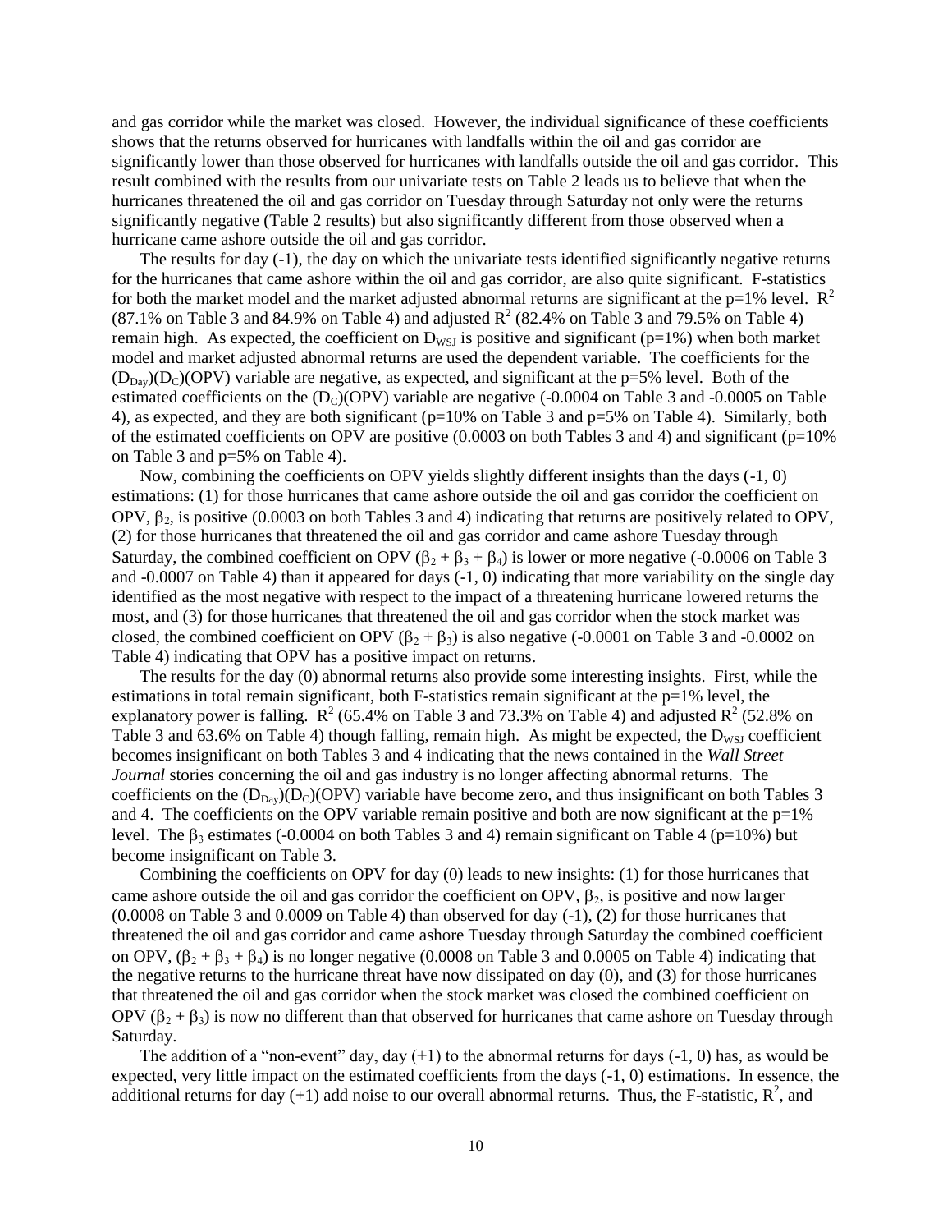and gas corridor while the market was closed. However, the individual significance of these coefficients shows that the returns observed for hurricanes with landfalls within the oil and gas corridor are significantly lower than those observed for hurricanes with landfalls outside the oil and gas corridor. This result combined with the results from our univariate tests on Table 2 leads us to believe that when the hurricanes threatened the oil and gas corridor on Tuesday through Saturday not only were the returns significantly negative (Table 2 results) but also significantly different from those observed when a hurricane came ashore outside the oil and gas corridor.

The results for day (-1), the day on which the univariate tests identified significantly negative returns for the hurricanes that came ashore within the oil and gas corridor, are also quite significant. F-statistics for both the market model and the market adjusted abnormal returns are significant at the p=1% level. $R^2$ (87.1% on Table 3 and 84.9% on Table 4) and adjusted $R^2$ (82.4% on Table 3 and 79.5% on Table 4) remain high. As expected, the coefficient on $D_{WSJ}$ is positive and significant (p=1%) when both market model and market adjusted abnormal returns are used the dependent variable. The coefficients for the $(D_{Day})(D_C)(OPV)$ variable are negative, as expected, and significant at the p=5% level. Both of the estimated coefficients on the $(D_C)(OPV)$ variable are negative (-0.0004 on Table 3 and -0.0005 on Table 4), as expected, and they are both significant (p=10% on Table 3 and p=5% on Table 4). Similarly, both of the estimated coefficients on OPV are positive (0.0003 on both Tables 3 and 4) and significant (p=10% on Table 3 and p=5% on Table 4).

Now, combining the coefficients on OPV yields slightly different insights than the days (-1, 0) estimations: (1) for those hurricanes that came ashore outside the oil and gas corridor the coefficient on OPV, $\beta_2$, is positive (0.0003 on both Tables 3 and 4) indicating that returns are positively related to OPV, (2) for those hurricanes that threatened the oil and gas corridor and came ashore Tuesday through Saturday, the combined coefficient on OPV ($\beta_2 + \beta_3 + \beta_4$) is lower or more negative (-0.0006 on Table 3 and -0.0007 on Table 4) than it appeared for days (-1, 0) indicating that more variability on the single day identified as the most negative with respect to the impact of a threatening hurricane lowered returns the most, and (3) for those hurricanes that threatened the oil and gas corridor when the stock market was closed, the combined coefficient on OPV ($\beta_2 + \beta_3$) is also negative (-0.0001 on Table 3 and -0.0002 on Table 4) indicating that OPV has a positive impact on returns.

The results for the day (0) abnormal returns also provide some interesting insights. First, while the estimations in total remain significant, both F-statistics remain significant at the p=1% level, the explanatory power is falling. $R^2$ (65.4% on Table 3 and 73.3% on Table 4) and adjusted $R^2$ (52.8% on Table 3 and 63.6% on Table 4) though falling, remain high. As might be expected, the $D_{WSJ}$ coefficient becomes insignificant on both Tables 3 and 4 indicating that the news contained in the *Wall Street Journal* stories concerning the oil and gas industry is no longer affecting abnormal returns. The coefficients on the $(D_{Day})(D_C)(OPV)$ variable have become zero, and thus insignificant on both Tables 3 and 4. The coefficients on the OPV variable remain positive and both are now significant at the p=1% level. The $\beta_3$ estimates (-0.0004 on both Tables 3 and 4) remain significant on Table 4 (p=10%) but become insignificant on Table 3.

Combining the coefficients on OPV for day (0) leads to new insights: (1) for those hurricanes that came ashore outside the oil and gas corridor the coefficient on OPV, $\beta_2$, is positive and now larger (0.0008 on Table 3 and 0.0009 on Table 4) than observed for day (-1), (2) for those hurricanes that threatened the oil and gas corridor and came ashore Tuesday through Saturday the combined coefficient on OPV, ($\beta_2 + \beta_3 + \beta_4$) is no longer negative (0.0008 on Table 3 and 0.0005 on Table 4) indicating that the negative returns to the hurricane threat have now dissipated on day (0), and (3) for those hurricanes that threatened the oil and gas corridor when the stock market was closed the combined coefficient on OPV ($\beta_2 + \beta_3$) is now no different than that observed for hurricanes that came ashore on Tuesday through Saturday.

The addition of a "non-event" day, day (+1) to the abnormal returns for days (-1, 0) has, as would be expected, very little impact on the estimated coefficients from the days (-1, 0) estimations. In essence, the additional returns for day (+1) add noise to our overall abnormal returns. Thus, the F-statistic, $R^2$, and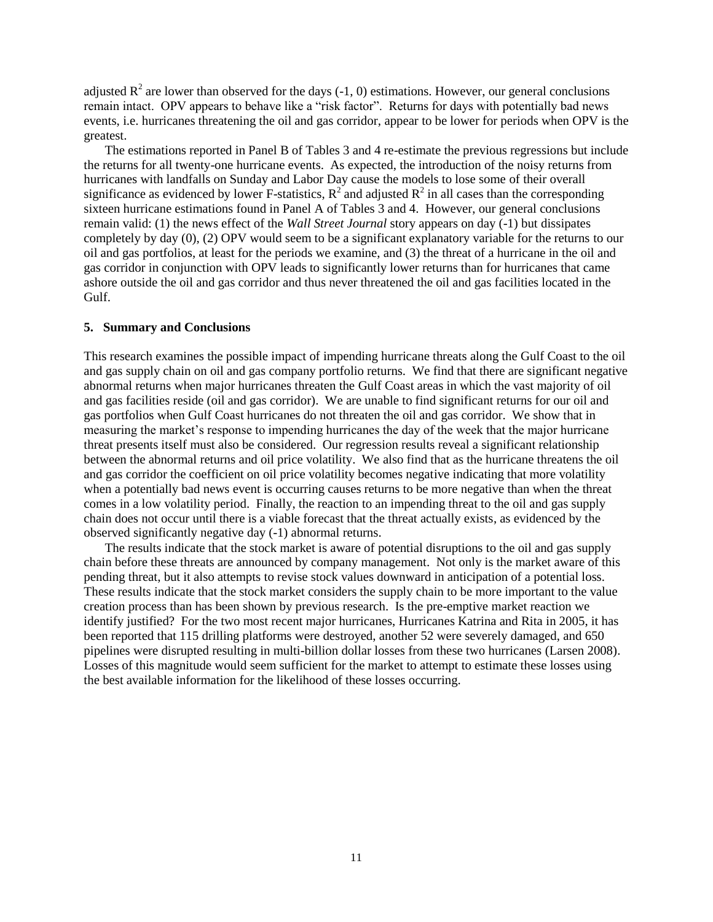adjusted $R^2$ are lower than observed for the days (-1, 0) estimations. However, our general conclusions remain intact. OPV appears to behave like a "risk factor". Returns for days with potentially bad news events, i.e. hurricanes threatening the oil and gas corridor, appear to be lower for periods when OPV is the greatest.

The estimations reported in Panel B of Tables 3 and 4 re-estimate the previous regressions but include the returns for all twenty-one hurricane events. As expected, the introduction of the noisy returns from hurricanes with landfalls on Sunday and Labor Day cause the models to lose some of their overall significance as evidenced by lower F-statistics, $R^2$ and adjusted $R^2$ in all cases than the corresponding sixteen hurricane estimations found in Panel A of Tables 3 and 4. However, our general conclusions remain valid: (1) the news effect of the *Wall Street Journal* story appears on day (-1) but dissipates completely by day (0), (2) OPV would seem to be a significant explanatory variable for the returns to our oil and gas portfolios, at least for the periods we examine, and (3) the threat of a hurricane in the oil and gas corridor in conjunction with OPV leads to significantly lower returns than for hurricanes that came ashore outside the oil and gas corridor and thus never threatened the oil and gas facilities located in the Gulf.

## 5. Summary and Conclusions

This research examines the possible impact of impending hurricane threats along the Gulf Coast to the oil and gas supply chain on oil and gas company portfolio returns. We find that there are significant negative abnormal returns when major hurricanes threaten the Gulf Coast areas in which the vast majority of oil and gas facilities reside (oil and gas corridor). We are unable to find significant returns for our oil and gas portfolios when Gulf Coast hurricanes do not threaten the oil and gas corridor. We show that in measuring the market's response to impending hurricanes the day of the week that the major hurricane threat presents itself must also be considered. Our regression results reveal a significant relationship between the abnormal returns and oil price volatility. We also find that as the hurricane threatens the oil and gas corridor the coefficient on oil price volatility becomes negative indicating that more volatility when a potentially bad news event is occurring causes returns to be more negative than when the threat comes in a low volatility period. Finally, the reaction to an impending threat to the oil and gas supply chain does not occur until there is a viable forecast that the threat actually exists, as evidenced by the observed significantly negative day (-1) abnormal returns.

The results indicate that the stock market is aware of potential disruptions to the oil and gas supply chain before these threats are announced by company management. Not only is the market aware of this pending threat, but it also attempts to revise stock values downward in anticipation of a potential loss. These results indicate that the stock market considers the supply chain to be more important to the value creation process than has been shown by previous research. Is the pre-emptive market reaction we identify justified? For the two most recent major hurricanes, Hurricanes Katrina and Rita in 2005, it has been reported that 115 drilling platforms were destroyed, another 52 were severely damaged, and 650 pipelines were disrupted resulting in multi-billion dollar losses from these two hurricanes (Larsen 2008). Losses of this magnitude would seem sufficient for the market to attempt to estimate these losses using the best available information for the likelihood of these losses occurring.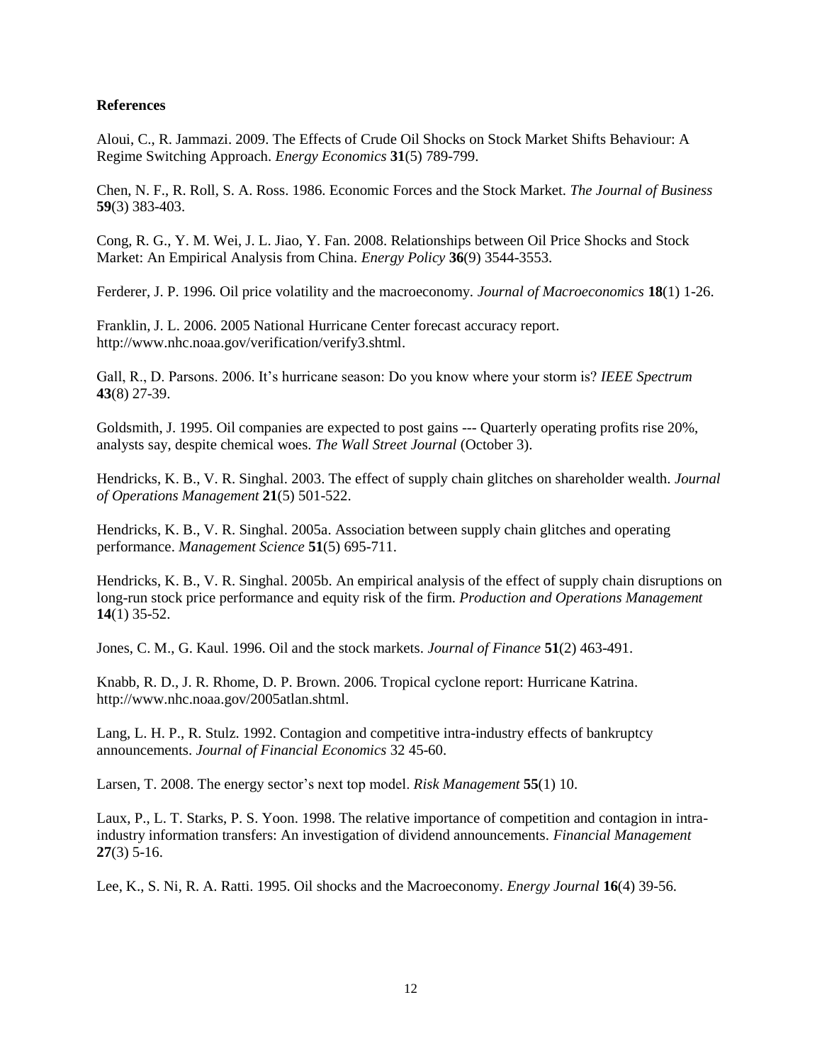## References

Aloui, C., R. Jammazi. 2009. The Effects of Crude Oil Shocks on Stock Market Shifts Behaviour: A Regime Switching Approach. *Energy Economics* **31**(5) 789-799.

Chen, N. F., R. Roll, S. A. Ross. 1986. Economic Forces and the Stock Market. *The Journal of Business* **59**(3) 383-403.

Cong, R. G., Y. M. Wei, J. L. Jiao, Y. Fan. 2008. Relationships between Oil Price Shocks and Stock Market: An Empirical Analysis from China. *Energy Policy* **36**(9) 3544-3553.

Ferderer, J. P. 1996. Oil price volatility and the macroeconomy. *Journal of Macroeconomics* **18**(1) 1-26.

Franklin, J. L. 2006. 2005 National Hurricane Center forecast accuracy report. http://www.nhc.noaa.gov/verification/verify3.shtml.

Gall, R., D. Parsons. 2006. It's hurricane season: Do you know where your storm is? *IEEE Spectrum* **43**(8) 27-39.

Goldsmith, J. 1995. Oil companies are expected to post gains --- Quarterly operating profits rise 20%, analysts say, despite chemical woes. *The Wall Street Journal* (October 3).

Hendricks, K. B., V. R. Singhal. 2003. The effect of supply chain glitches on shareholder wealth. *Journal of Operations Management* **21**(5) 501-522.

Hendricks, K. B., V. R. Singhal. 2005a. Association between supply chain glitches and operating performance. *Management Science* **51**(5) 695-711.

Hendricks, K. B., V. R. Singhal. 2005b. An empirical analysis of the effect of supply chain disruptions on long-run stock price performance and equity risk of the firm. *Production and Operations Management* **14**(1) 35-52.

Jones, C. M., G. Kaul. 1996. Oil and the stock markets. *Journal of Finance* **51**(2) 463-491.

Knabb, R. D., J. R. Rhome, D. P. Brown. 2006. Tropical cyclone report: Hurricane Katrina. http://www.nhc.noaa.gov/2005atlan.shtml.

Lang, L. H. P., R. Stulz. 1992. Contagion and competitive intra-industry effects of bankruptcy announcements. *Journal of Financial Economics* 32 45-60.

Larsen, T. 2008. The energy sector's next top model. *Risk Management* **55**(1) 10.

Laux, P., L. T. Starks, P. S. Yoon. 1998. The relative importance of competition and contagion in intra-industry information transfers: An investigation of dividend announcements. *Financial Management* **27**(3) 5-16.

Lee, K., S. Ni, R. A. Ratti. 1995. Oil shocks and the Macroeconomy. *Energy Journal* **16**(4) 39-56.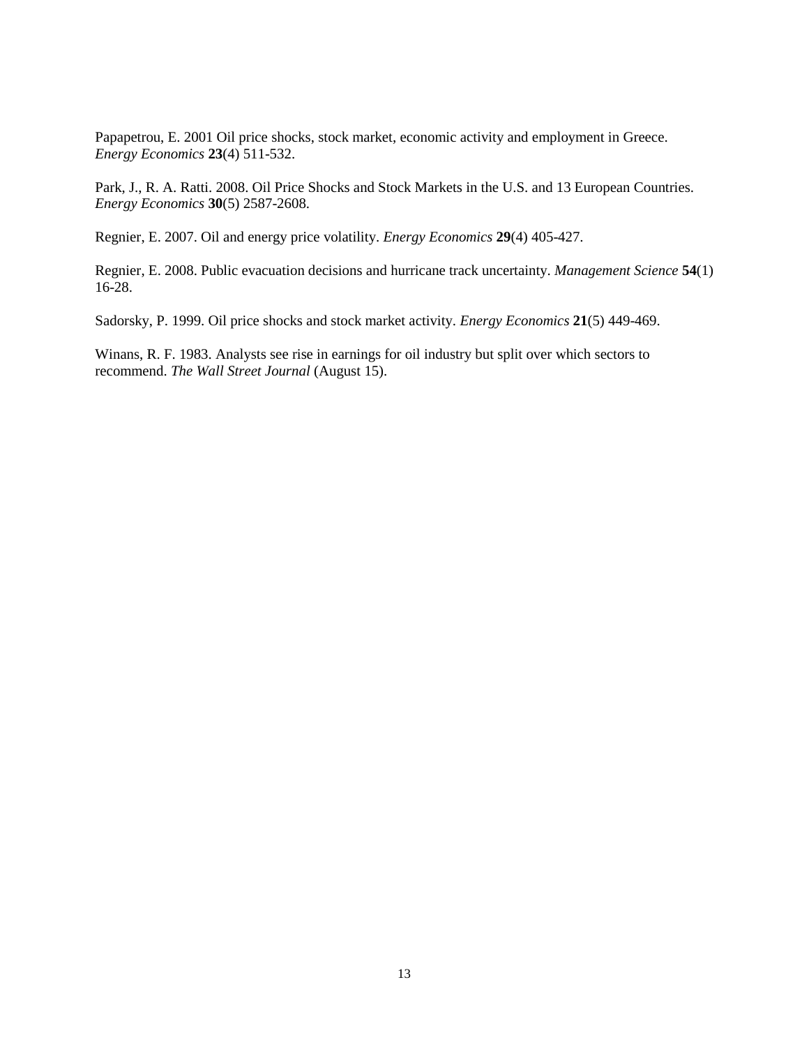Papapetrou, E. 2001 Oil price shocks, stock market, economic activity and employment in Greece. *Energy Economics* **23**(4) 511-532.

Park, J., R. A. Ratti. 2008. Oil Price Shocks and Stock Markets in the U.S. and 13 European Countries. *Energy Economics* **30**(5) 2587-2608.

Regnier, E. 2007. Oil and energy price volatility. *Energy Economics* **29**(4) 405-427.

Regnier, E. 2008. Public evacuation decisions and hurricane track uncertainty. *Management Science* **54**(1) 16-28.

Sadorsky, P. 1999. Oil price shocks and stock market activity. *Energy Economics* **21**(5) 449-469.

Winans, R. F. 1983. Analysts see rise in earnings for oil industry but split over which sectors to recommend. *The Wall Street Journal* (August 15).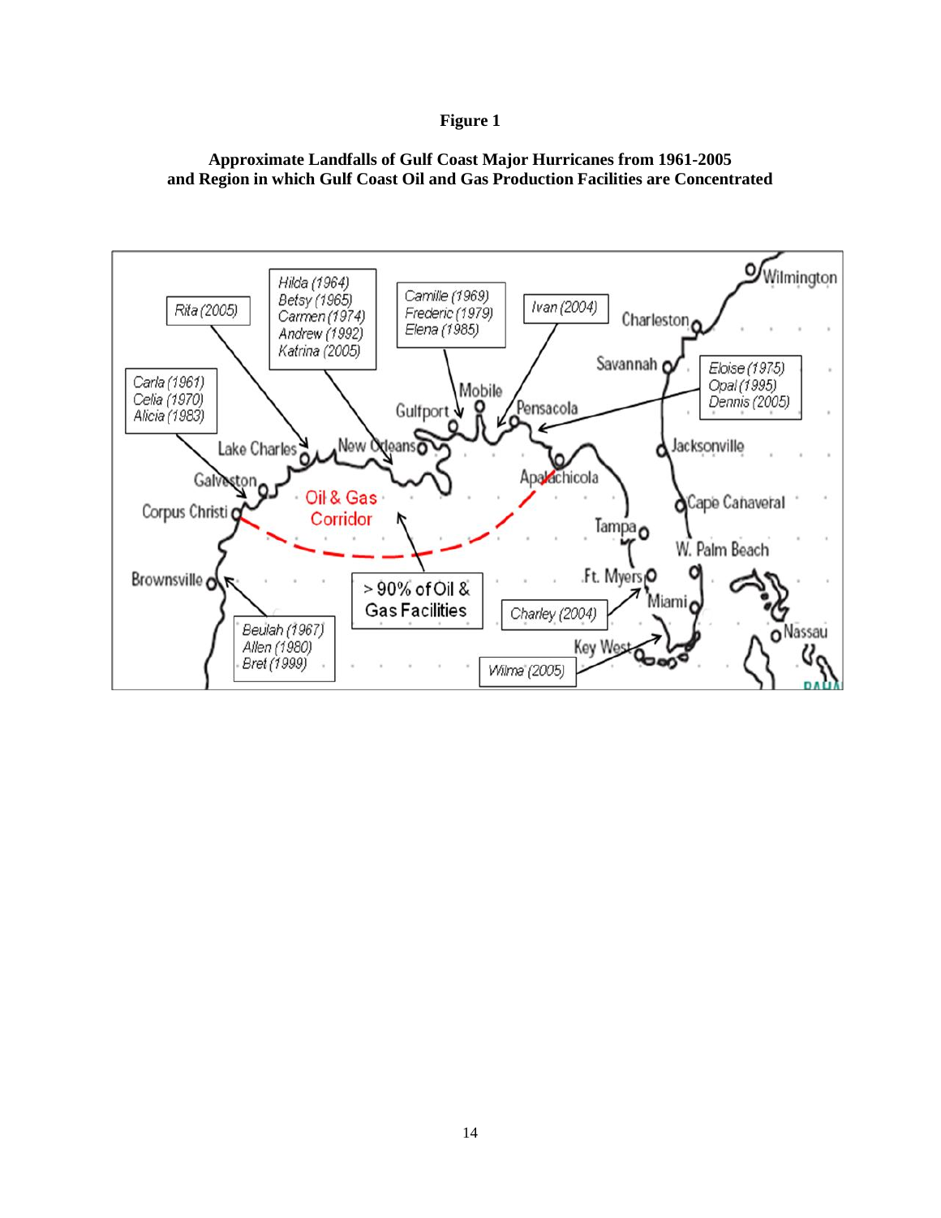**Figure 1**

**Approximate Landfalls of Gulf Coast Major Hurricanes from 1961-2005 and Region in which Gulf Coast Oil and Gas Production Facilities are Concentrated**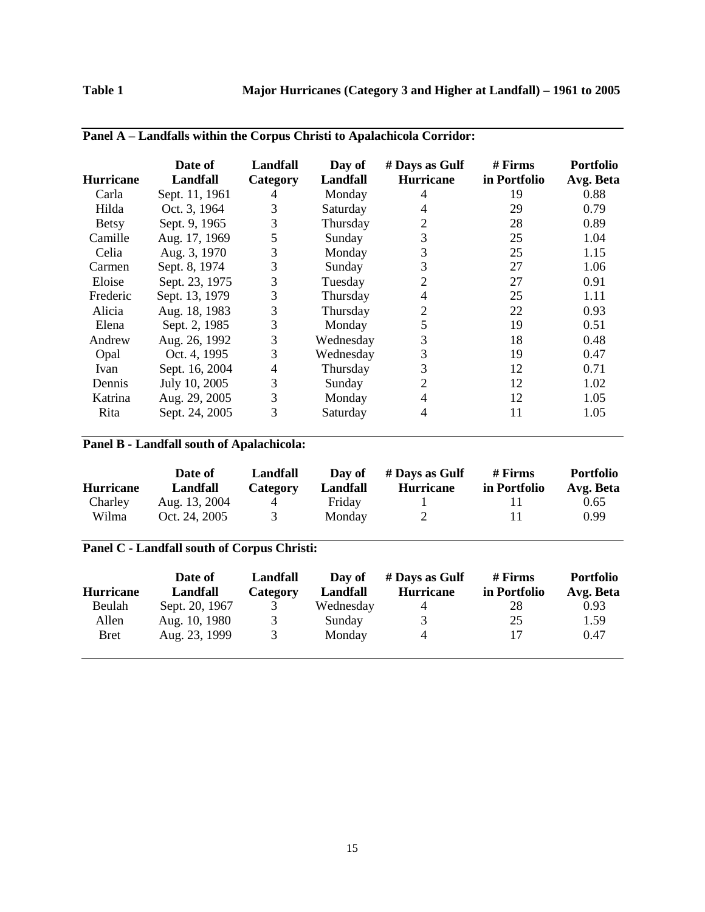**Table 1 Major Hurricanes (Category 3 and Higher at Landfall) – 1961 to 2005**

**Panel A – Landfalls within the Corpus Christi to Apalachicola Corridor:**

| Hurricane | Date of Landfall | Landfall Category | Day of Landfall | # Days as Gulf Hurricane | # Firms in Portfolio | Portfolio Avg. Beta |
|---|---|---|---|---|---|---|
| Carla | Sept. 11, 1961 | 4 | Monday | 4 | 19 | 0.88 |
| Hilda | Oct. 3, 1964 | 3 | Saturday | 4 | 29 | 0.79 |
| Betsy | Sept. 9, 1965 | 3 | Thursday | 2 | 28 | 0.89 |
| Camille | Aug. 17, 1969 | 5 | Sunday | 3 | 25 | 1.04 |
| Celia | Aug. 3, 1970 | 3 | Monday | 3 | 25 | 1.15 |
| Carmen | Sept. 8, 1974 | 3 | Sunday | 3 | 27 | 1.06 |
| Eloise | Sept. 23, 1975 | 3 | Tuesday | 2 | 27 | 0.91 |
| Frederic | Sept. 13, 1979 | 3 | Thursday | 4 | 25 | 1.11 |
| Alicia | Aug. 18, 1983 | 3 | Thursday | 2 | 22 | 0.93 |
| Elena | Sept. 2, 1985 | 3 | Monday | 5 | 19 | 0.51 |
| Andrew | Aug. 26, 1992 | 3 | Wednesday | 3 | 18 | 0.48 |
| Opal | Oct. 4, 1995 | 3 | Wednesday | 3 | 19 | 0.47 |
| Ivan | Sept. 16, 2004 | 4 | Thursday | 3 | 12 | 0.71 |
| Dennis | July 10, 2005 | 3 | Sunday | 2 | 12 | 1.02 |
| Katrina | Aug. 29, 2005 | 3 | Monday | 4 | 12 | 1.05 |
| Rita | Sept. 24, 2005 | 3 | Saturday | 4 | 11 | 1.05 |

**Panel B - Landfall south of Apalachicola:**

| Hurricane | Date of Landfall | Landfall Category | Day of Landfall | # Days as Gulf Hurricane | # Firms in Portfolio | Portfolio Avg. Beta |
|---|---|---|---|---|---|---|
| Charley | Aug. 13, 2004 | 4 | Friday | 1 | 11 | 0.65 |
| Wilma | Oct. 24, 2005 | 3 | Monday | 2 | 11 | 0.99 |

**Panel C - Landfall south of Corpus Christi:**

| Hurricane | Date of Landfall | Landfall Category | Day of Landfall | # Days as Gulf Hurricane | # Firms in Portfolio | Portfolio Avg. Beta |
|---|---|---|---|---|---|---|
| Beulah | Sept. 20, 1967 | 3 | Wednesday | 4 | 28 | 0.93 |
| Allen | Aug. 10, 1980 | 3 | Sunday | 3 | 25 | 1.59 |
| Bret | Aug. 23, 1999 | 3 | Monday | 4 | 17 | 0.47 |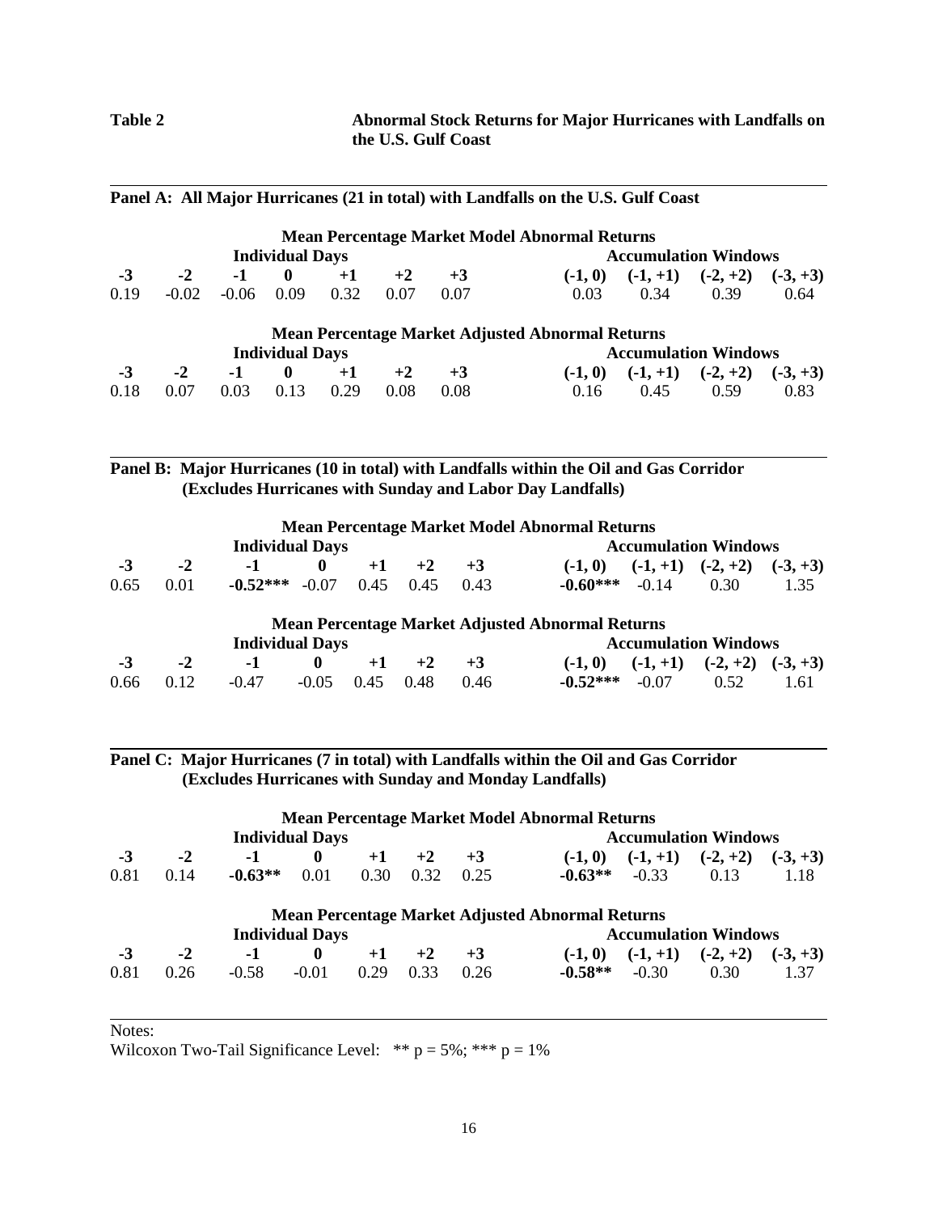**Table 2** **Abnormal Stock Returns for Major Hurricanes with Landfalls on the U.S. Gulf Coast**

**Panel A: All Major Hurricanes (21 in total) with Landfalls on the U.S. Gulf Coast**

**Mean Percentage Market Model Abnormal Returns**

| **Individual Days** | | | | | | | **Accumulation Windows** | | | |
|---|---|---|---|---|---|---|---|---|---|---|
| **-3** | **-2** | **-1** | **0** | **+1** | **+2** | **+3** | **(-1, 0)** | **(-1, +1)** | **(-2, +2)** | **(-3, +3)** |
| 0.19 | -0.02 | -0.06 | 0.09 | 0.32 | 0.07 | 0.07 | 0.03 | 0.34 | 0.39 | 0.64 |

**Mean Percentage Market Adjusted Abnormal Returns**

| **Individual Days** | | | | | | | **Accumulation Windows** | | | |
|---|---|---|---|---|---|---|---|---|---|---|
| **-3** | **-2** | **-1** | **0** | **+1** | **+2** | **+3** | **(-1, 0)** | **(-1, +1)** | **(-2, +2)** | **(-3, +3)** |
| 0.18 | 0.07 | 0.03 | 0.13 | 0.29 | 0.08 | 0.08 | 0.16 | 0.45 | 0.59 | 0.83 |

**Panel B: Major Hurricanes (10 in total) with Landfalls within the Oil and Gas Corridor (Excludes Hurricanes with Sunday and Labor Day Landfalls)**

**Mean Percentage Market Model Abnormal Returns**

| **Individual Days** | | | | | | | **Accumulation Windows** | | | |
|---|---|---|---|---|---|---|---|---|---|---|
| **-3** | **-2** | **-1** | **0** | **+1** | **+2** | **+3** | **(-1, 0)** | **(-1, +1)** | **(-2, +2)** | **(-3, +3)** |
| 0.65 | 0.01 | **-0.52\*\*\*** | -0.07 | 0.45 | 0.45 | 0.43 | **-0.60\*\*\*** | -0.14 | 0.30 | 1.35 |

**Mean Percentage Market Adjusted Abnormal Returns**

| **Individual Days** | | | | | | | **Accumulation Windows** | | | |
|---|---|---|---|---|---|---|---|---|---|---|
| **-3** | **-2** | **-1** | **0** | **+1** | **+2** | **+3** | **(-1, 0)** | **(-1, +1)** | **(-2, +2)** | **(-3, +3)** |
| 0.66 | 0.12 | -0.47 | -0.05 | 0.45 | 0.48 | 0.46 | **-0.52\*\*\*** | -0.07 | 0.52 | 1.61 |

**Panel C: Major Hurricanes (7 in total) with Landfalls within the Oil and Gas Corridor (Excludes Hurricanes with Sunday and Monday Landfalls)**

**Mean Percentage Market Model Abnormal Returns**

| **Individual Days** | | | | | | | **Accumulation Windows** | | | |
|---|---|---|---|---|---|---|---|---|---|---|
| **-3** | **-2** | **-1** | **0** | **+1** | **+2** | **+3** | **(-1, 0)** | **(-1, +1)** | **(-2, +2)** | **(-3, +3)** |
| 0.81 | 0.14 | **-0.63\*\*** | 0.01 | 0.30 | 0.32 | 0.25 | **-0.63\*\*** | -0.33 | 0.13 | 1.18 |

**Mean Percentage Market Adjusted Abnormal Returns**

| **Individual Days** | | | | | | | **Accumulation Windows** | | | |
|---|---|---|---|---|---|---|---|---|---|---|
| **-3** | **-2** | **-1** | **0** | **+1** | **+2** | **+3** | **(-1, 0)** | **(-1, +1)** | **(-2, +2)** | **(-3, +3)** |
| 0.81 | 0.26 | -0.58 | -0.01 | 0.29 | 0.33 | 0.26 | **-0.58\*\*** | -0.30 | 0.30 | 1.37 |

Notes:
Wilcoxon Two-Tail Significance Level: ** $p = 5\%$; *** $p = 1\%$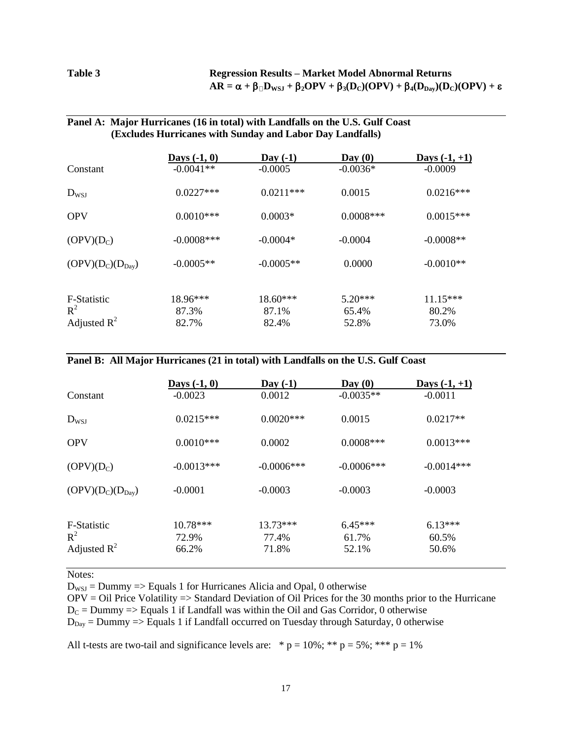**Table 3** **Regression Results – Market Model Abnormal Returns**

$$AR = \alpha + \beta_1 D_{WSJ} + \beta_2 OPV + \beta_3(D_C)(OPV) + \beta_4(D_{Day})(D_C)(OPV) + \varepsilon$$

**Panel A: Major Hurricanes (16 in total) with Landfalls on the U.S. Gulf Coast (Excludes Hurricanes with Sunday and Labor Day Landfalls)**

| | Days (-1, 0) | Day (-1) | Day (0) | Days (-1, +1) |
|---|---|---|---|---|
| Constant | -0.0041** | -0.0005 | -0.0036* | -0.0009 |
| $D_{WSJ}$ | 0.0227*** | 0.0211*** | 0.0015 | 0.0216*** |
| OPV | 0.0010*** | 0.0003* | 0.0008*** | 0.0015*** |
| $(OPV)(D_C)$ | -0.0008*** | -0.0004* | -0.0004 | -0.0008** |
| $(OPV)(D_C)(D_{Day})$ | -0.0005** | -0.0005** | 0.0000 | -0.0010** |
| F-Statistic | 18.96*** | 18.60*** | 5.20*** | 11.15*** |
| $R^2$ | 87.3% | 87.1% | 65.4% | 80.2% |
| Adjusted $R^2$ | 82.7% | 82.4% | 52.8% | 73.0% |

**Panel B: All Major Hurricanes (21 in total) with Landfalls on the U.S. Gulf Coast**

| | Days (-1, 0) | Day (-1) | Day (0) | Days (-1, +1) |
|---|---|---|---|---|
| Constant | -0.0023 | 0.0012 | -0.0035** | -0.0011 |
| $D_{WSJ}$ | 0.0215*** | 0.0020*** | 0.0015 | 0.0217** |
| OPV | 0.0010*** | 0.0002 | 0.0008*** | 0.0013*** |
| $(OPV)(D_C)$ | -0.0013*** | -0.0006*** | -0.0006*** | -0.0014*** |
| $(OPV)(D_C)(D_{Day})$ | -0.0001 | -0.0003 | -0.0003 | -0.0003 |
| F-Statistic | 10.78*** | 13.73*** | 6.45*** | 6.13*** |
| $R^2$ | 72.9% | 77.4% | 61.7% | 60.5% |
| Adjusted $R^2$ | 66.2% | 71.8% | 52.1% | 50.6% |

Notes:

$D_{WSJ}$ = Dummy => Equals 1 for Hurricanes Alicia and Opal, 0 otherwise

OPV = Oil Price Volatility => Standard Deviation of Oil Prices for the 30 months prior to the Hurricane

$D_C$ = Dummy => Equals 1 if Landfall was within the Oil and Gas Corridor, 0 otherwise

$D_{Day}$ = Dummy => Equals 1 if Landfall occurred on Tuesday through Saturday, 0 otherwise

All t-tests are two-tail and significance levels are: * p = 10%; ** p = 5%; *** p = 1%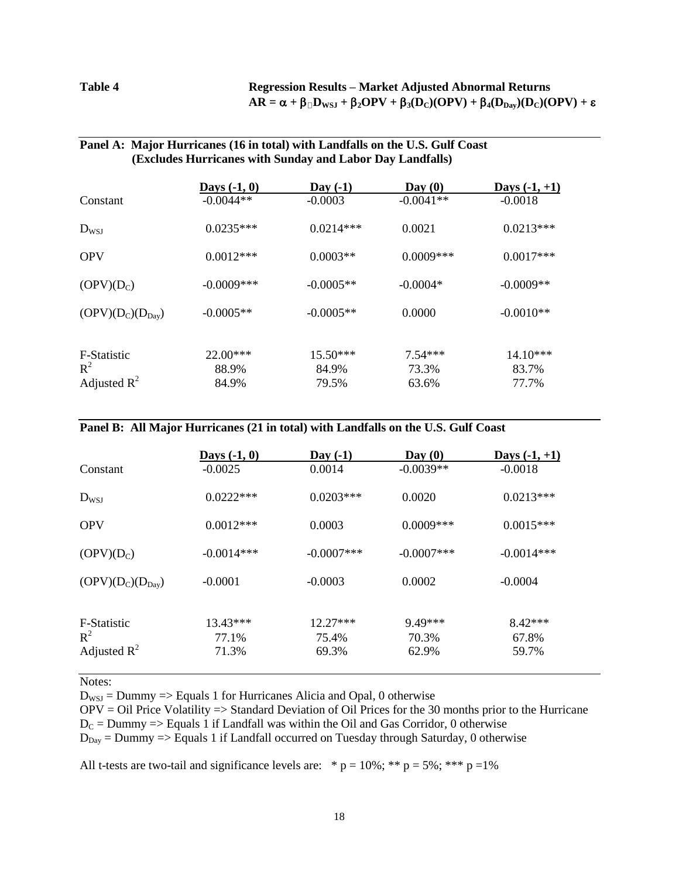**Table 4** **Regression Results – Market Adjusted Abnormal Returns**

$$AR = \alpha + \beta_1 D_{WSJ} + \beta_2 OPV + \beta_3(D_C)(OPV) + \beta_4(D_{Day})(D_C)(OPV) + \varepsilon$$

**Panel A: Major Hurricanes (16 in total) with Landfalls on the U.S. Gulf Coast (Excludes Hurricanes with Sunday and Labor Day Landfalls)**

| | Days (-1, 0) | Day (-1) | Day (0) | Days (-1, +1) |
|---|---|---|---|---|
| Constant | -0.0044** | -0.0003 | -0.0041** | -0.0018 |
| $D_{WSJ}$ | 0.0235*** | 0.0214*** | 0.0021 | 0.0213*** |
| OPV | 0.0012*** | 0.0003** | 0.0009*** | 0.0017*** |
| $(OPV)(D_C)$ | -0.0009*** | -0.0005** | -0.0004* | -0.0009** |
| $(OPV)(D_C)(D_{Day})$ | -0.0005** | -0.0005** | 0.0000 | -0.0010** |
| F-Statistic | 22.00*** | 15.50*** | 7.54*** | 14.10*** |
| $R^2$ | 88.9% | 84.9% | 73.3% | 83.7% |
| Adjusted $R^2$ | 84.9% | 79.5% | 63.6% | 77.7% |

**Panel B: All Major Hurricanes (21 in total) with Landfalls on the U.S. Gulf Coast**

| | Days (-1, 0) | Day (-1) | Day (0) | Days (-1, +1) |
|---|---|---|---|---|
| Constant | -0.0025 | 0.0014 | -0.0039** | -0.0018 |
| $D_{WSJ}$ | 0.0222*** | 0.0203*** | 0.0020 | 0.0213*** |
| OPV | 0.0012*** | 0.0003 | 0.0009*** | 0.0015*** |
| $(OPV)(D_C)$ | -0.0014*** | -0.0007*** | -0.0007*** | -0.0014*** |
| $(OPV)(D_C)(D_{Day})$ | -0.0001 | -0.0003 | 0.0002 | -0.0004 |
| F-Statistic | 13.43*** | 12.27*** | 9.49*** | 8.42*** |
| $R^2$ | 77.1% | 75.4% | 70.3% | 67.8% |
| Adjusted $R^2$ | 71.3% | 69.3% | 62.9% | 59.7% |

Notes:

$D_{WSJ}$ = Dummy => Equals 1 for Hurricanes Alicia and Opal, 0 otherwise

OPV = Oil Price Volatility => Standard Deviation of Oil Prices for the 30 months prior to the Hurricane

$D_C$ = Dummy => Equals 1 if Landfall was within the Oil and Gas Corridor, 0 otherwise

$D_{Day}$ = Dummy => Equals 1 if Landfall occurred on Tuesday through Saturday, 0 otherwise

All t-tests are two-tail and significance levels are: * p = 10%; ** p = 5%; *** p =1%